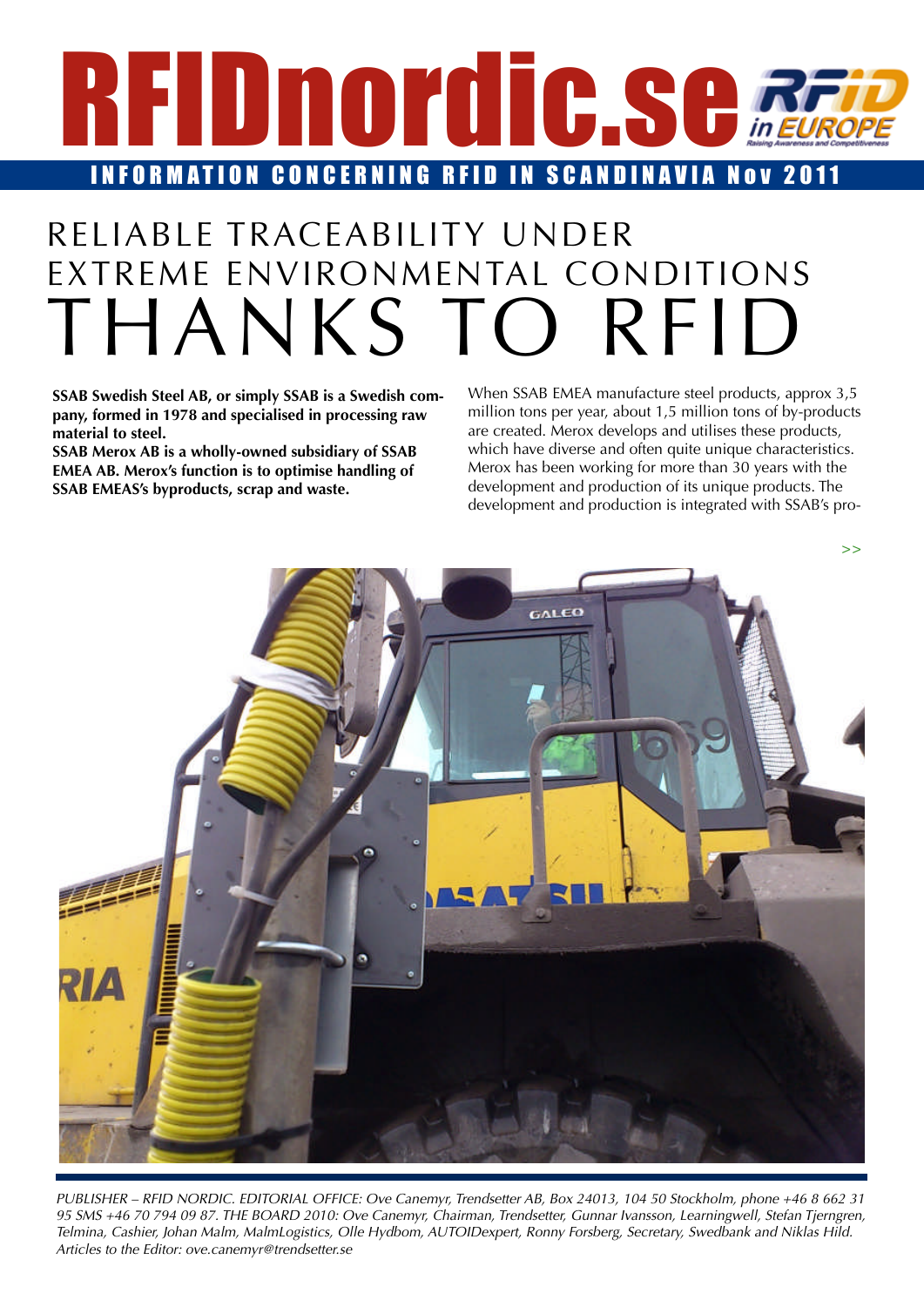# RFIDnordic.se

INFORMATION CONCERNING RFID IN SCANDINAVIA Nov 2011

# RELIABLE TRACEABILITY UNDER EXTREME ENVIRONMENTAL CONDITIONS THANKS TO RFID

**SSAB Swedish Steel AB, or simply SSAB is a Swedish company, formed in 1978 and specialised in processing raw material to steel.**

**SSAB Merox AB is a wholly-owned subsidiary of SSAB EMEA AB. Merox's function is to optimise handling of SSAB EMEAS's byproducts, scrap and waste.**

When SSAB EMEA manufacture steel products, approx 3,5 million tons per year, about 1,5 million tons of by-products are created. Merox develops and utilises these products, which have diverse and often quite unique characteristics. Merox has been working for more than 30 years with the development and production of its unique products. The development and production is integrated with SSAB's pro-

>>

*PUBLISHER – RFID NORDIC. EDITORIAL OFFICE: Ove Canemyr, Trendsetter AB, Box 24013, 104 50 Stockholm, phone +46 8 662 31 95 SMS +46 70 794 09 87. THE BOARD 2010: Ove Canemyr, Chairman, Trendsetter, Gunnar Ivansson, Learningwell, Stefan Tjerngren, Telmina, Cashier, Johan Malm, MalmLogistics, Olle Hydbom, AUTOIDexpert, Ronny Forsberg, Secretary, Swedbank and Niklas Hild. Articles to the Editor: ove.canemyr@trendsetter.se*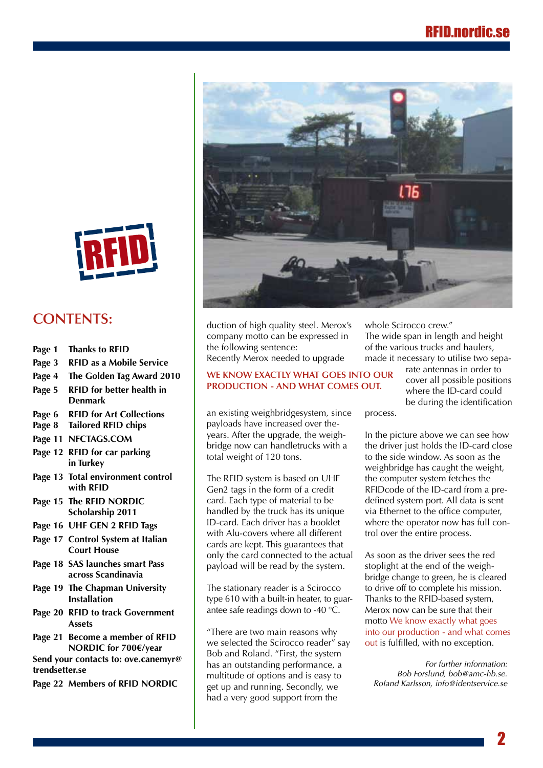## CONTENTS:

- Page 1 Thanks to RFID
- Page 3 RFID as a Mobile Service
- Page 4 The Golden Tag Award 2010
- Page 5 RFID for better health in Denmark
- Page 6 RFID for Art Collections
- Page 8 Tailored RFID chips
- Page 11 NFCTAGS.COM
- Page 12 RFID for car parking in Turkey
- Page 13 Total environment control with RFID
- Page 15 The RFID NORDIC Scholarship 2011
- Page 16 UHF GEN 2 RFID Tags
- Page 17 Control System at Italian Court House
- Page 18 SAS launches smart Pass across Scandinavia
- Page 19 The Chapman University Installation
- Page 20 RFID to track Government Assets
- Page 21 Become a member of RFID NORDIC for 700€/year

**Send your contacts to: ove.canemyr@trendsetter.se**

- Page 22 Members of RFID NORDIC

duction of high quality steel. Merox's company motto can be expressed in the following sentence:

**WE KNOW EXACTLY WHAT GOES INTO OUR PRODUCTION - AND WHAT COMES OUT.**

Recently Merox needed to upgrade an existing weighbridgesystem, since payloads have increased over theyears. After the upgrade, the weighbridge now can handletrucks with a total weight of 120 tons.

The RFID system is based on UHF Gen2 tags in the form of a credit card. Each type of material to be handled by the truck has its unique ID-card. Each driver has a booklet with Alu-covers where all different cards are kept. This guarantees that only the card connected to the actual payload will be read by the system.

The stationary reader is a Scirocco type 610 with a built-in heater, to guarantee safe readings down to -40 °C.

"There are two main reasons why we selected the Scirocco reader" say Bob and Roland. "First, the system has an outstanding performance, a multitude of options and is easy to get up and running. Secondly, we had a very good support from the whole Scirocco crew."

The wide span in length and height of the various trucks and haulers, made it necessary to utilise two separate antennas in order to cover all possible positions where the ID-card could be during the identification process.

In the picture above we can see how the driver just holds the ID-card close to the side window. As soon as the weighbridge has caught the weight, the computer system fetches the RFIDcode of the ID-card from a predefined system port. All data is sent via Ethernet to the office computer, where the operator now has full control over the entire process.

As soon as the driver sees the red stoplight at the end of the weighbridge change to green, he is cleared to drive off to complete his mission. Thanks to the RFID-based system, Merox now can be sure that their motto We know exactly what goes into our production - and what comes out is fulfilled, with no exception.

*For further information:*
*Bob Forslund, bob@amc-hb.se.*
*Roland Karlsson, info@identservice.se*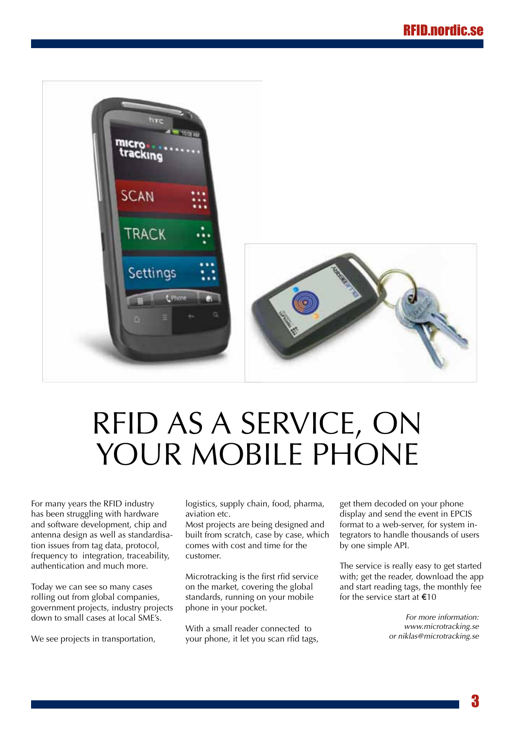# RFID AS A SERVICE, ON YOUR MOBILE PHONE

For many years the RFID industry has been struggling with hardware and software development, chip and antenna design as well as standardisation issues from tag data, protocol, frequency to integration, traceability, authentication and much more.

Today we can see so many cases rolling out from global companies, government projects, industry projects down to small cases at local SME's.

We see projects in transportation, logistics, supply chain, food, pharma, aviation etc.

Most projects are being designed and built from scratch, case by case, which comes with cost and time for the customer.

Microtracking is the first rfid service on the market, covering the global standards, running on your mobile phone in your pocket.

With a small reader connected to your phone, it let you scan rfid tags, get them decoded on your phone display and send the event in EPCIS format to a web-server, for system integrators to handle thousands of users by one simple API.

The service is really easy to get started with; get the reader, download the app and start reading tags, the monthly fee for the service start at €10

*For more information:*
*www.microtracking.se*
*or niklas@microtracking.se*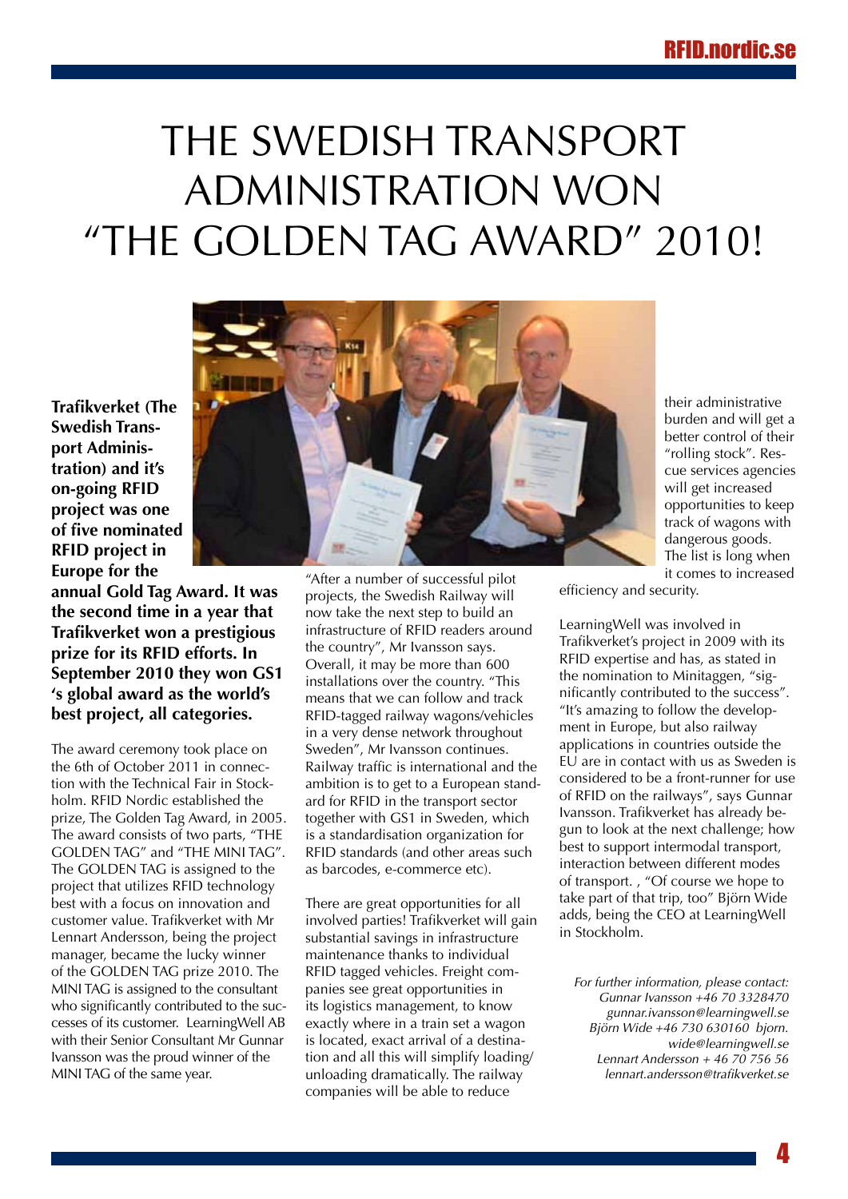# THE SWEDISH TRANSPORT ADMINISTRATION WON "THE GOLDEN TAG AWARD" 2010!

**Trafikverket (The Swedish Transport Administration) and it's on-going RFID project was one of five nominated RFID project in Europe for the annual Gold Tag Award. It was the second time in a year that Trafikverket won a prestigious prize for its RFID efforts. In September 2010 they won GS1 's global award as the world's best project, all categories.**

The award ceremony took place on the 6th of October 2011 in connection with the Technical Fair in Stockholm. RFID Nordic established the prize, The Golden Tag Award, in 2005. The award consists of two parts, "THE GOLDEN TAG" and "THE MINI TAG". The GOLDEN TAG is assigned to the project that utilizes RFID technology best with a focus on innovation and customer value. Trafikverket with Mr Lennart Andersson, being the project manager, became the lucky winner of the GOLDEN TAG prize 2010. The MINI TAG is assigned to the consultant who significantly contributed to the successes of its customer. LearningWell AB with their Senior Consultant Mr Gunnar Ivansson was the proud winner of the MINI TAG of the same year.

"After a number of successful pilot projects, the Swedish Railway will now take the next step to build an infrastructure of RFID readers around the country", Mr Ivansson says. Overall, it may be more than 600 installations over the country. "This means that we can follow and track RFID-tagged railway wagons/vehicles in a very dense network throughout Sweden", Mr Ivansson continues. Railway traffic is international and the ambition is to get to a European standard for RFID in the transport sector together with GS1 in Sweden, which is a standardisation organization for RFID standards (and other areas such as barcodes, e-commerce etc).

There are great opportunities for all involved parties! Trafikverket will gain substantial savings in infrastructure maintenance thanks to individual RFID tagged vehicles. Freight companies see great opportunities in its logistics management, to know exactly where in a train set a wagon is located, exact arrival of a destination and all this will simplify loading/unloading dramatically. The railway companies will be able to reduce their administrative burden and will get a better control of their "rolling stock". Rescue services agencies will get increased opportunities to keep track of wagons with dangerous goods. The list is long when it comes to increased efficiency and security.

LearningWell was involved in Trafikverket's project in 2009 with its RFID expertise and has, as stated in the nomination to Minitaggen, "significantly contributed to the success". "It's amazing to follow the development in Europe, but also railway applications in countries outside the EU are in contact with us as Sweden is considered to be a front-runner for use of RFID on the railways", says Gunnar Ivansson. Trafikverket has already begun to look at the next challenge; how best to support intermodal transport, interaction between different modes of transport. , "Of course we hope to take part of that trip, too" Björn Wide adds, being the CEO at LearningWell in Stockholm.

*For further information, please contact:*
*Gunnar Ivansson +46 70 3328470 gunnar.ivansson@learningwell.se*
*Björn Wide +46 730 630160 bjorn.wide@learningwell.se*
*Lennart Andersson + 46 70 756 56 lennart.andersson@trafikverket.se*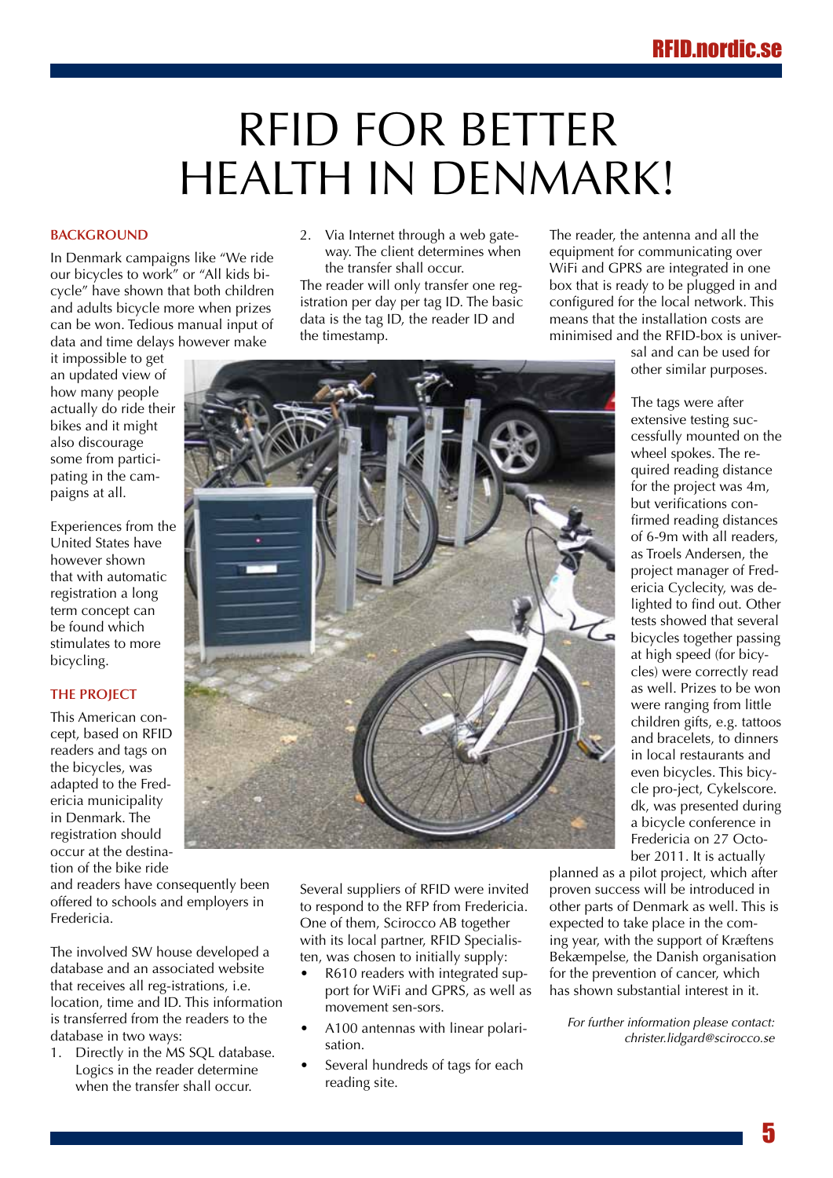# RFID FOR BETTER HEALTH IN DENMARK!

## BACKGROUND

In Denmark campaigns like "We ride our bicycles to work" or "All kids bicycle" have shown that both children and adults bicycle more when prizes can be won. Tedious manual input of data and time delays however make it impossible to get an updated view of how many people actually do ride their bikes and it might also discourage some from participating in the campaigns at all.

Experiences from the United States have however shown that with automatic registration a long term concept can be found which stimulates to more bicycling.

## THE PROJECT

This American concept, based on RFID readers and tags on the bicycles, was adapted to the Fredericia municipality in Denmark. The registration should occur at the destination of the bike ride and readers have consequently been offered to schools and employers in Fredericia.

The involved SW house developed a database and an associated website that receives all reg-istrations, i.e. location, time and ID. This information is transferred from the readers to the database in two ways:

1. Directly in the MS SQL database. Logics in the reader determine when the transfer shall occur.
2. Via Internet through a web gateway. The client determines when the transfer shall occur.

The reader will only transfer one registration per day per tag ID. The basic data is the tag ID, the reader ID and the timestamp.

Several suppliers of RFID were invited to respond to the RFP from Fredericia. One of them, Scirocco AB together with its local partner, RFID Specialisten, was chosen to initially supply:

- R610 readers with integrated support for WiFi and GPRS, as well as movement sen-sors.
- A100 antennas with linear polarisation.
- Several hundreds of tags for each reading site.

The reader, the antenna and all the equipment for communicating over WiFi and GPRS are integrated in one box that is ready to be plugged in and configured for the local network. This means that the installation costs are minimised and the RFID-box is universal and can be used for other similar purposes.

The tags were after extensive testing successfully mounted on the wheel spokes. The required reading distance for the project was 4m, but verifications confirmed reading distances of 6-9m with all readers, as Troels Andersen, the project manager of Fredericia Cyclecity, was delighted to find out. Other tests showed that several bicycles together passing at high speed (for bicycles) were correctly read as well. Prizes to be won were ranging from little children gifts, e.g. tattoos and bracelets, to dinners in local restaurants and even bicycles. This bicycle pro-ject, Cykelscore.dk, was presented during a bicycle conference in Fredericia on 27 October 2011. It is actually planned as a pilot project, which after proven success will be introduced in other parts of Denmark as well. This is expected to take place in the coming year, with the support of Kræftens Bekæmpelse, the Danish organisation for the prevention of cancer, which has shown substantial interest in it.

*For further information please contact: christer.lidgard@scirocco.se*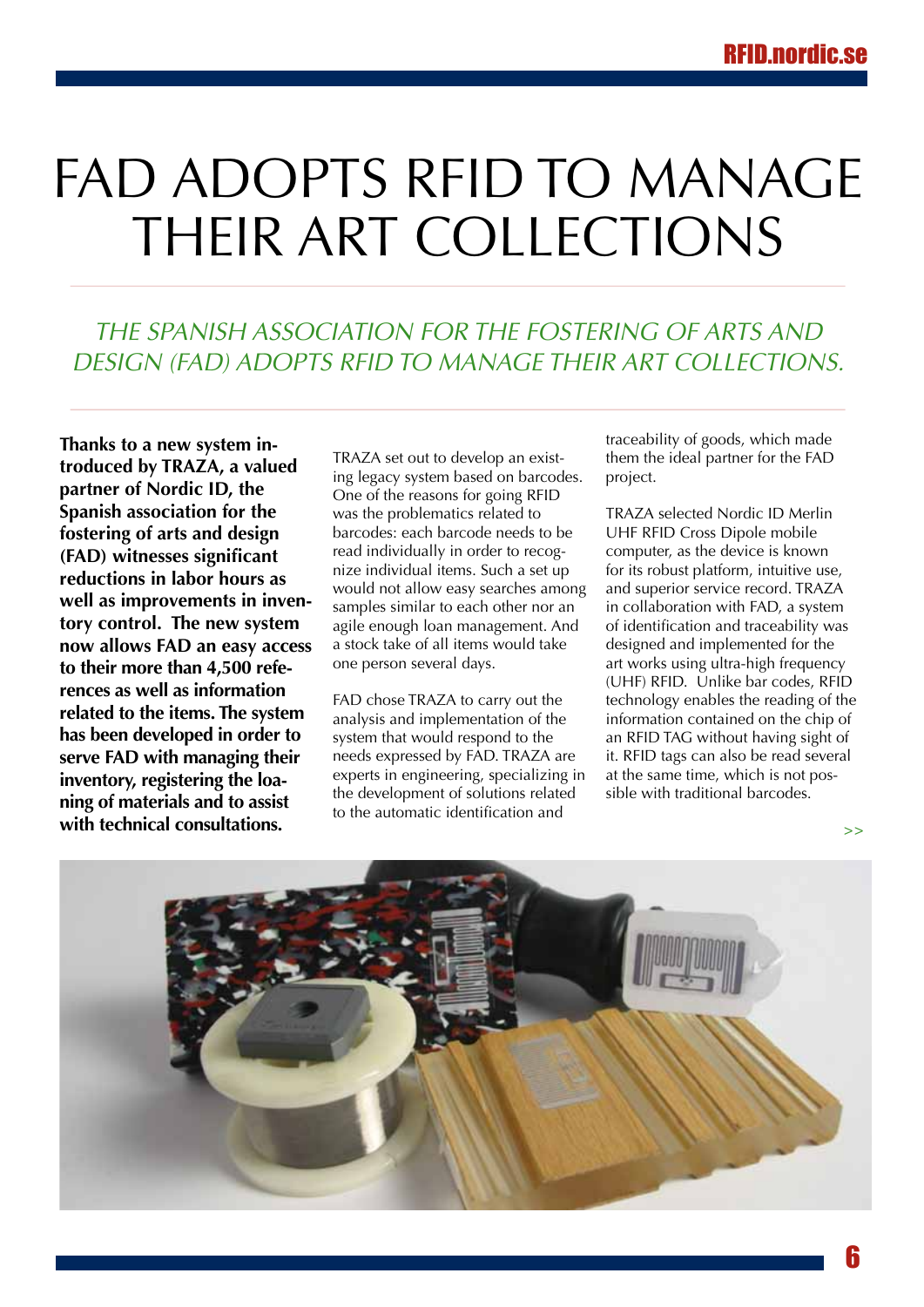# FAD ADOPTS RFID TO MANAGE THEIR ART COLLECTIONS

*THE SPANISH ASSOCIATION FOR THE FOSTERING OF ARTS AND DESIGN (FAD) ADOPTS RFID TO MANAGE THEIR ART COLLECTIONS.*

**Thanks to a new system introduced by TRAZA, a valued partner of Nordic ID, the Spanish association for the fostering of arts and design (FAD) witnesses significant reductions in labor hours as well as improvements in inventory control. The new system now allows FAD an easy access to their more than 4,500 references as well as information related to the items. The system has been developed in order to serve FAD with managing their inventory, registering the loaning of materials and to assist with technical consultations.**

TRAZA set out to develop an existing legacy system based on barcodes. One of the reasons for going RFID was the problematics related to barcodes: each barcode needs to be read individually in order to recognize individual items. Such a set up would not allow easy searches among samples similar to each other nor an agile enough loan management. And a stock take of all items would take one person several days.

FAD chose TRAZA to carry out the analysis and implementation of the system that would respond to the needs expressed by FAD. TRAZA are experts in engineering, specializing in the development of solutions related to the automatic identification and traceability of goods, which made them the ideal partner for the FAD project.

TRAZA selected Nordic ID Merlin UHF RFID Cross Dipole mobile computer, as the device is known for its robust platform, intuitive use, and superior service record. TRAZA in collaboration with FAD, a system of identification and traceability was designed and implemented for the art works using ultra-high frequency (UHF) RFID. Unlike bar codes, RFID technology enables the reading of the information contained on the chip of an RFID TAG without having sight of it. RFID tags can also be read several at the same time, which is not possible with traditional barcodes.

>>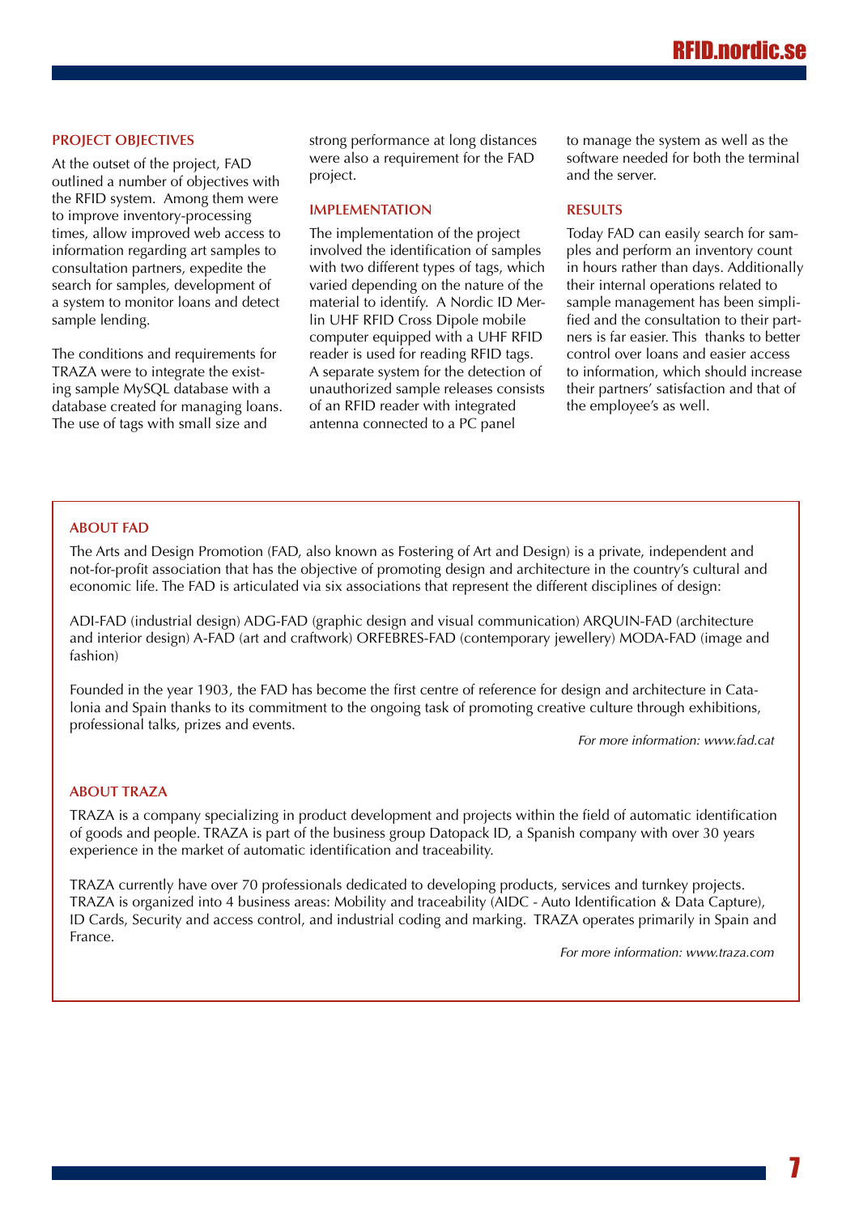## PROJECT OBJECTIVES

At the outset of the project, FAD outlined a number of objectives with the RFID system. Among them were to improve inventory-processing times, allow improved web access to information regarding art samples to consultation partners, expedite the search for samples, development of a system to monitor loans and detect sample lending.

The conditions and requirements for TRAZA were to integrate the existing sample MySQL database with a database created for managing loans. The use of tags with small size and strong performance at long distances were also a requirement for the FAD project.

## IMPLEMENTATION

The implementation of the project involved the identification of samples with two different types of tags, which varied depending on the nature of the material to identify. A Nordic ID Merlin UHF RFID Cross Dipole mobile computer equipped with a UHF RFID reader is used for reading RFID tags. A separate system for the detection of unauthorized sample releases consists of an RFID reader with integrated antenna connected to a PC panel to manage the system as well as the software needed for both the terminal and the server.

## RESULTS

Today FAD can easily search for samples and perform an inventory count in hours rather than days. Additionally their internal operations related to sample management has been simplified and the consultation to their partners is far easier. This thanks to better control over loans and easier access to information, which should increase their partners' satisfaction and that of the employee's as well.

## ABOUT FAD

The Arts and Design Promotion (FAD, also known as Fostering of Art and Design) is a private, independent and not-for-profit association that has the objective of promoting design and architecture in the country's cultural and economic life. The FAD is articulated via six associations that represent the different disciplines of design:

ADI-FAD (industrial design) ADG-FAD (graphic design and visual communication) ARQUIN-FAD (architecture and interior design) A-FAD (art and craftwork) ORFEBRES-FAD (contemporary jewellery) MODA-FAD (image and fashion)

Founded in the year 1903, the FAD has become the first centre of reference for design and architecture in Catalonia and Spain thanks to its commitment to the ongoing task of promoting creative culture through exhibitions, professional talks, prizes and events.

*For more information: www.fad.cat*

## ABOUT TRAZA

TRAZA is a company specializing in product development and projects within the field of automatic identification of goods and people. TRAZA is part of the business group Datopack ID, a Spanish company with over 30 years experience in the market of automatic identification and traceability.

TRAZA currently have over 70 professionals dedicated to developing products, services and turnkey projects. TRAZA is organized into 4 business areas: Mobility and traceability (AIDC - Auto Identification & Data Capture), ID Cards, Security and access control, and industrial coding and marking. TRAZA operates primarily in Spain and France.

*For more information: www.traza.com*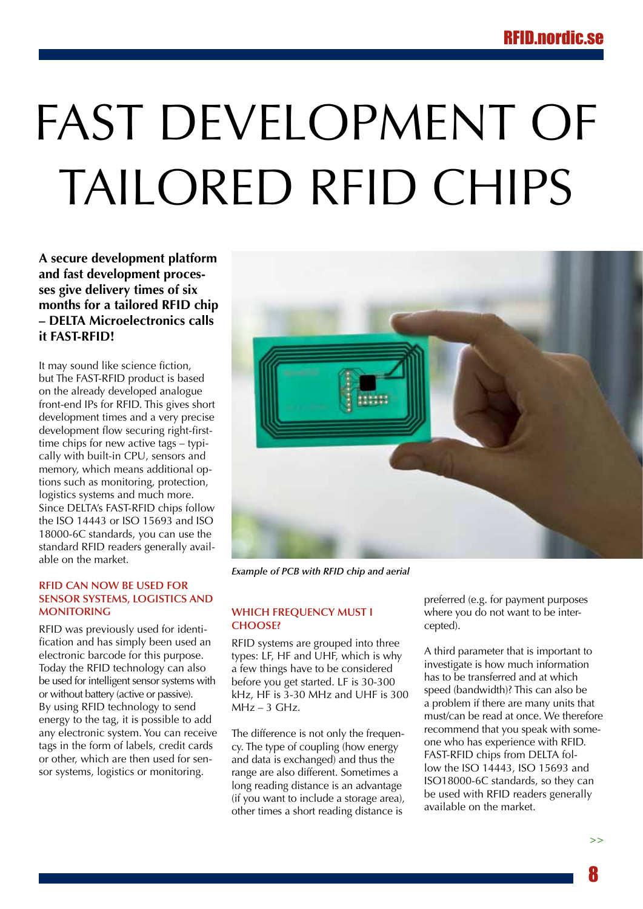# FAST DEVELOPMENT OF TAILORED RFID CHIPS

**A secure development platform and fast development processes give delivery times of six months for a tailored RFID chip – DELTA Microelectronics calls it FAST-RFID!**

It may sound like science fiction, but The FAST-RFID product is based on the already developed analogue front-end IPs for RFID. This gives short development times and a very precise development flow securing right-first-time chips for new active tags – typically with built-in CPU, sensors and memory, which means additional options such as monitoring, protection, logistics systems and much more. Since DELTA's FAST-RFID chips follow the ISO 14443 or ISO 15693 and ISO 18000-6C standards, you can use the standard RFID readers generally available on the market.

*Example of PCB with RFID chip and aerial*

### RFID CAN NOW BE USED FOR SENSOR SYSTEMS, LOGISTICS AND MONITORING

RFID was previously used for identification and has simply been used an electronic barcode for this purpose. Today the RFID technology can also be used for intelligent sensor systems with or without battery (active or passive). By using RFID technology to send energy to the tag, it is possible to add any electronic system. You can receive tags in the form of labels, credit cards or other, which are then used for sensor systems, logistics or monitoring.

### WHICH FREQUENCY MUST I CHOOSE?

RFID systems are grouped into three types: LF, HF and UHF, which is why a few things have to be considered before you get started. LF is 30-300 kHz, HF is 3-30 MHz and UHF is 300 MHz – 3 GHz.

The difference is not only the frequency. The type of coupling (how energy and data is exchanged) and thus the range are also different. Sometimes a long reading distance is an advantage (if you want to include a storage area), other times a short reading distance is preferred (e.g. for payment purposes where you do not want to be intercepted).

A third parameter that is important to investigate is how much information has to be transferred and at which speed (bandwidth)? This can also be a problem if there are many units that must/can be read at once. We therefore recommend that you speak with someone who has experience with RFID. FAST-RFID chips from DELTA follow the ISO 14443, ISO 15693 and ISO18000-6C standards, so they can be used with RFID readers generally available on the market.

>>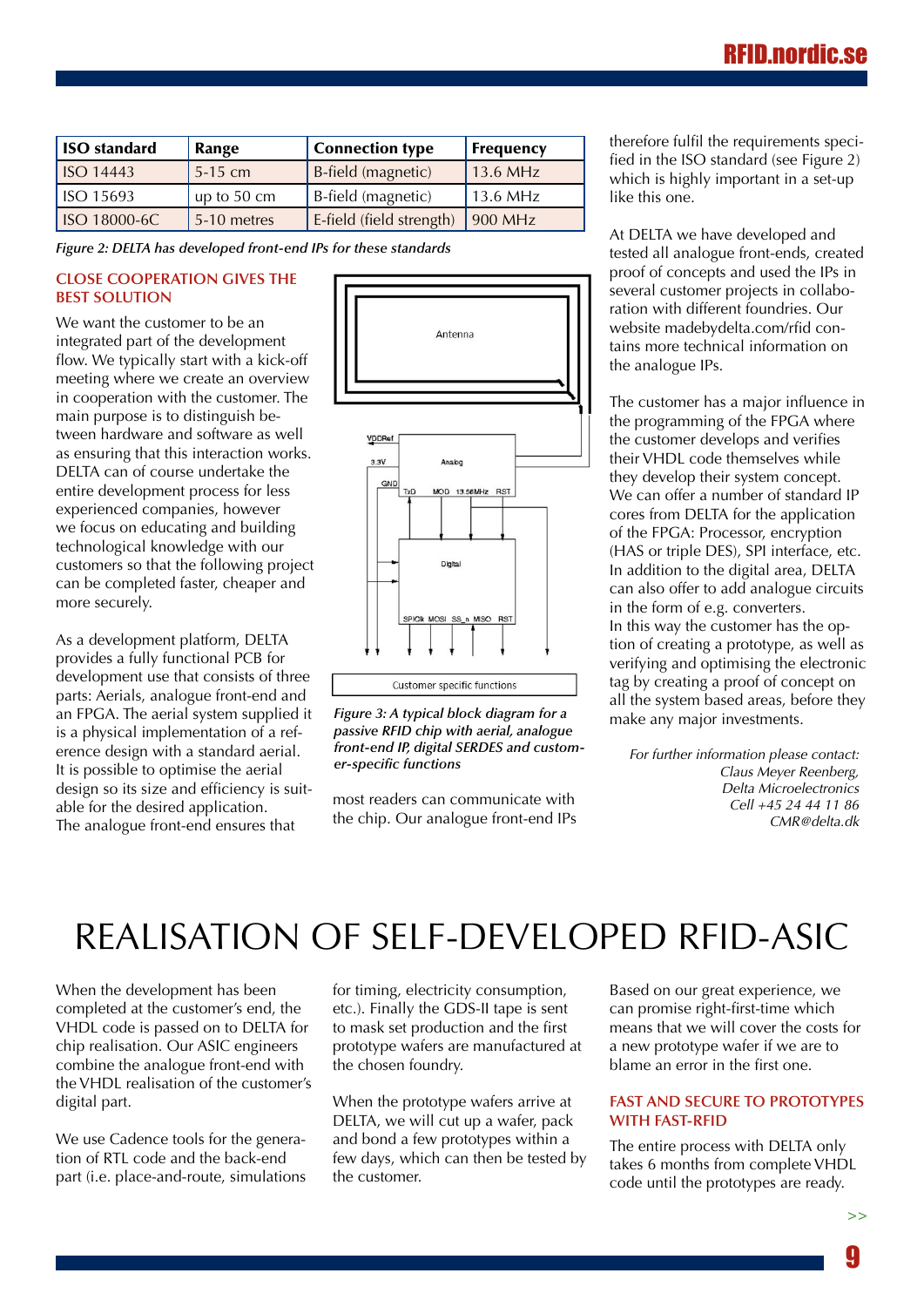| ISO standard | Range | Connection type | Frequency |
|---|---|---|---|
| ISO 14443 | 5-15 cm | B-field (magnetic) | 13.6 MHz |
| ISO 15693 | up to 50 cm | B-field (magnetic) | 13.6 MHz |
| ISO 18000-6C | 5-10 metres | E-field (field strength) | 900 MHz |

*Figure 2: DELTA has developed front-end IPs for these standards*

### CLOSE COOPERATION GIVES THE BEST SOLUTION

We want the customer to be an integrated part of the development flow. We typically start with a kick-off meeting where we create an overview in cooperation with the customer. The main purpose is to distinguish between hardware and software as well as ensuring that this interaction works. DELTA can of course undertake the entire development process for less experienced companies, however we focus on educating and building technological knowledge with our customers so that the following project can be completed faster, cheaper and more securely.

As a development platform, DELTA provides a fully functional PCB for development use that consists of three parts: Aerials, analogue front-end and an FPGA. The aerial system supplied it is a physical implementation of a reference design with a standard aerial. It is possible to optimise the aerial design so its size and efficiency is suitable for the desired application. The analogue front-end ensures that most readers can communicate with the chip. Our analogue front-end IPs therefore fulfil the requirements specified in the ISO standard (see Figure 2) which is highly important in a set-up like this one.

*Figure 3: A typical block diagram for a passive RFID chip with aerial, analogue front-end IP, digital SERDES and customer-specific functions*

At DELTA we have developed and tested all analogue front-ends, created proof of concepts and used the IPs in several customer projects in collaboration with different foundries. Our website madebydelta.com/rfid contains more technical information on the analogue IPs.

The customer has a major influence in the programming of the FPGA where the customer develops and verifies their VHDL code themselves while they develop their system concept. We can offer a number of standard IP cores from DELTA for the application of the FPGA: Processor, encryption (HAS or triple DES), SPI interface, etc. In addition to the digital area, DELTA can also offer to add analogue circuits in the form of e.g. converters.
In this way the customer has the option of creating a prototype, as well as verifying and optimising the electronic tag by creating a proof of concept on all the system based areas, before they make any major investments.

*For further information please contact:*
*Claus Meyer Reenberg,*
*Delta Microelectronics*
*Cell +45 24 44 11 86*
*CMR@delta.dk*

# REALISATION OF SELF-DEVELOPED RFID-ASIC

When the development has been completed at the customer's end, the VHDL code is passed on to DELTA for chip realisation. Our ASIC engineers combine the analogue front-end with the VHDL realisation of the customer's digital part.

We use Cadence tools for the generation of RTL code and the back-end part (i.e. place-and-route, simulations for timing, electricity consumption, etc.). Finally the GDS-II tape is sent to mask set production and the first prototype wafers are manufactured at the chosen foundry.

When the prototype wafers arrive at DELTA, we will cut up a wafer, pack and bond a few prototypes within a few days, which can then be tested by the customer.

Based on our great experience, we can promise right-first-time which means that we will cover the costs for a new prototype wafer if we are to blame an error in the first one.

### FAST AND SECURE TO PROTOTYPES WITH FAST-RFID

The entire process with DELTA only takes 6 months from complete VHDL code until the prototypes are ready.

>>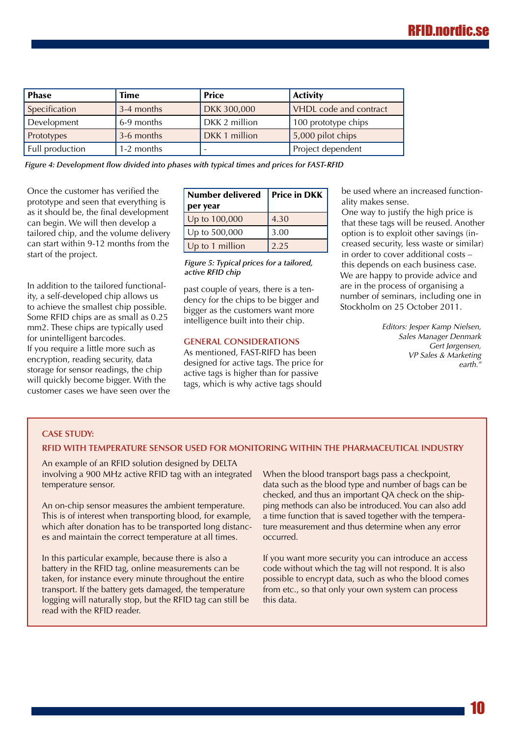| Phase | Time | Price | Activity |
|---|---|---|---|
| Specification | 3-4 months | DKK 300,000 | VHDL code and contract |
| Development | 6-9 months | DKK 2 million | 100 prototype chips |
| Prototypes | 3-6 months | DKK 1 million | 5,000 pilot chips |
| Full production | 1-2 months | - | Project dependent |

*Figure 4: Development flow divided into phases with typical times and prices for FAST-RFID*

Once the customer has verified the prototype and seen that everything is as it should be, the final development can begin. We will then develop a tailored chip, and the volume delivery can start within 9-12 months from the start of the project.

In addition to the tailored functionality, a self-developed chip allows us to achieve the smallest chip possible. Some RFID chips are as small as 0.25 mm2. These chips are typically used for unintelligent barcodes.
If you require a little more such as encryption, reading security, data storage for sensor readings, the chip will quickly become bigger. With the customer cases we have seen over the past couple of years, there is a tendency for the chips to be bigger and bigger as the customers want more intelligence built into their chip.

| Number delivered per year | Price in DKK |
|---|---|
| Up to 100,000 | 4.30 |
| Up to 500,000 | 3.00 |
| Up to 1 million | 2.25 |

*Figure 5: Typical prices for a tailored, active RFID chip*

### GENERAL CONSIDERATIONS

As mentioned, FAST-RIFD has been designed for active tags. The price for active tags is higher than for passive tags, which is why active tags should be used where an increased functionality makes sense.
One way to justify the high price is that these tags will be reused. Another option is to exploit other savings (increased security, less waste or similar) in order to cover additional costs – this depends on each business case.
We are happy to provide advice and are in the process of organising a number of seminars, including one in Stockholm on 25 October 2011.

*Editors: Jesper Kamp Nielsen,*
*Sales Manager Denmark*
*Gert Jørgensen,*
*VP Sales & Marketing*
*earth."*

### CASE STUDY:

### RFID WITH TEMPERATURE SENSOR USED FOR MONITORING WITHIN THE PHARMACEUTICAL INDUSTRY

An example of an RFID solution designed by DELTA involving a 900 MHz active RFID tag with an integrated temperature sensor.

An on-chip sensor measures the ambient temperature. This is of interest when transporting blood, for example, which after donation has to be transported long distances and maintain the correct temperature at all times.

In this particular example, because there is also a battery in the RFID tag, online measurements can be taken, for instance every minute throughout the entire transport. If the battery gets damaged, the temperature logging will naturally stop, but the RFID tag can still be read with the RFID reader.

When the blood transport bags pass a checkpoint, data such as the blood type and number of bags can be checked, and thus an important QA check on the shipping methods can also be introduced. You can also add a time function that is saved together with the temperature measurement and thus determine when any error occurred.

If you want more security you can introduce an access code without which the tag will not respond. It is also possible to encrypt data, such as who the blood comes from etc., so that only your own system can process this data.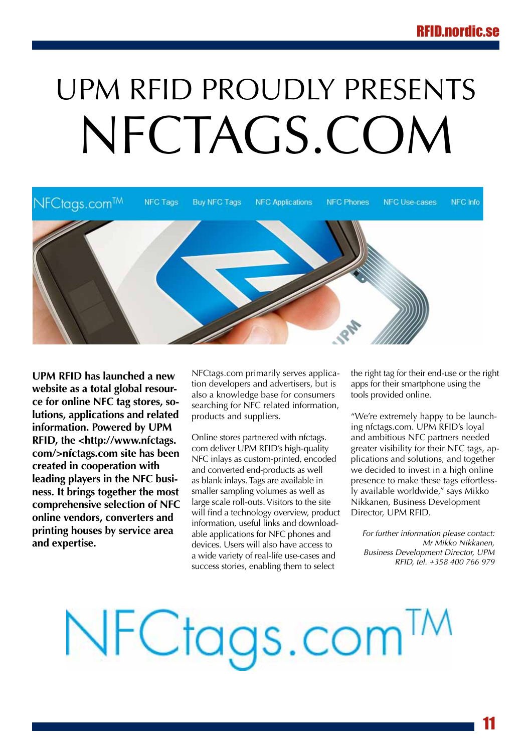# UPM RFID PROUDLY PRESENTS NFCTAGS.COM

**UPM RFID has launched a new website as a total global resource for online NFC tag stores, solutions, applications and related information. Powered by UPM RFID, the <http://www.nfctags.com/>nfctags.com site has been created in cooperation with leading players in the NFC business. It brings together the most comprehensive selection of NFC online vendors, converters and printing houses by service area and expertise.**

NFCtags.com primarily serves application developers and advertisers, but is also a knowledge base for consumers searching for NFC related information, products and suppliers.

Online stores partnered with nfctags.com deliver UPM RFID's high-quality NFC inlays as custom-printed, encoded and converted end-products as well as blank inlays. Tags are available in smaller sampling volumes as well as large scale roll-outs. Visitors to the site will find a technology overview, product information, useful links and downloadable applications for NFC phones and devices. Users will also have access to a wide variety of real-life use-cases and success stories, enabling them to select the right tag for their end-use or the right apps for their smartphone using the tools provided online.

"We're extremely happy to be launching nfctags.com. UPM RFID's loyal and ambitious NFC partners needed greater visibility for their NFC tags, applications and solutions, and together we decided to invest in a high online presence to make these tags effortlessly available worldwide," says Mikko Nikkanen, Business Development Director, UPM RFID.

*For further information please contact: Mr Mikko Nikkanen, Business Development Director, UPM RFID, tel. +358 400 766 979*

NFCtags.com™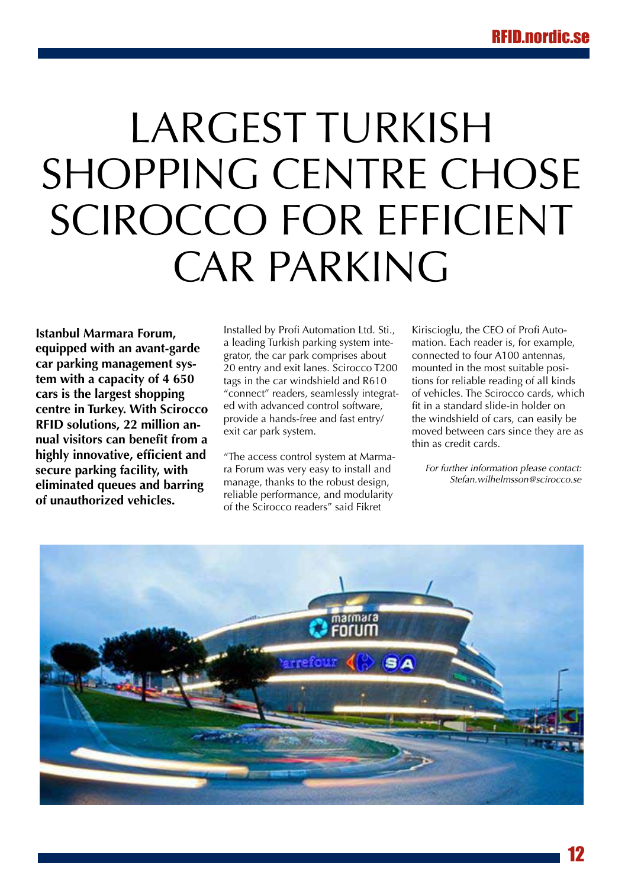# LARGEST TURKISH SHOPPING CENTRE CHOSE SCIROCCO FOR EFFICIENT CAR PARKING

**Istanbul Marmara Forum, equipped with an avant-garde car parking management system with a capacity of 4 650 cars is the largest shopping centre in Turkey. With Scirocco RFID solutions, 22 million annual visitors can benefit from a highly innovative, efficient and secure parking facility, with eliminated queues and barring of unauthorized vehicles.**

Installed by Profi Automation Ltd. Sti., a leading Turkish parking system integrator, the car park comprises about 20 entry and exit lanes. Scirocco T200 tags in the car windshield and R610 "connect" readers, seamlessly integrated with advanced control software, provide a hands-free and fast entry/exit car park system.

"The access control system at Marmara Forum was very easy to install and manage, thanks to the robust design, reliable performance, and modularity of the Scirocco readers" said Fikret Kiriscioglu, the CEO of Profi Automation. Each reader is, for example, connected to four A100 antennas, mounted in the most suitable positions for reliable reading of all kinds of vehicles. The Scirocco cards, which fit in a standard slide-in holder on the windshield of cars, can easily be moved between cars since they are as thin as credit cards.

*For further information please contact: Stefan.wilhelmsson@scirocco.se*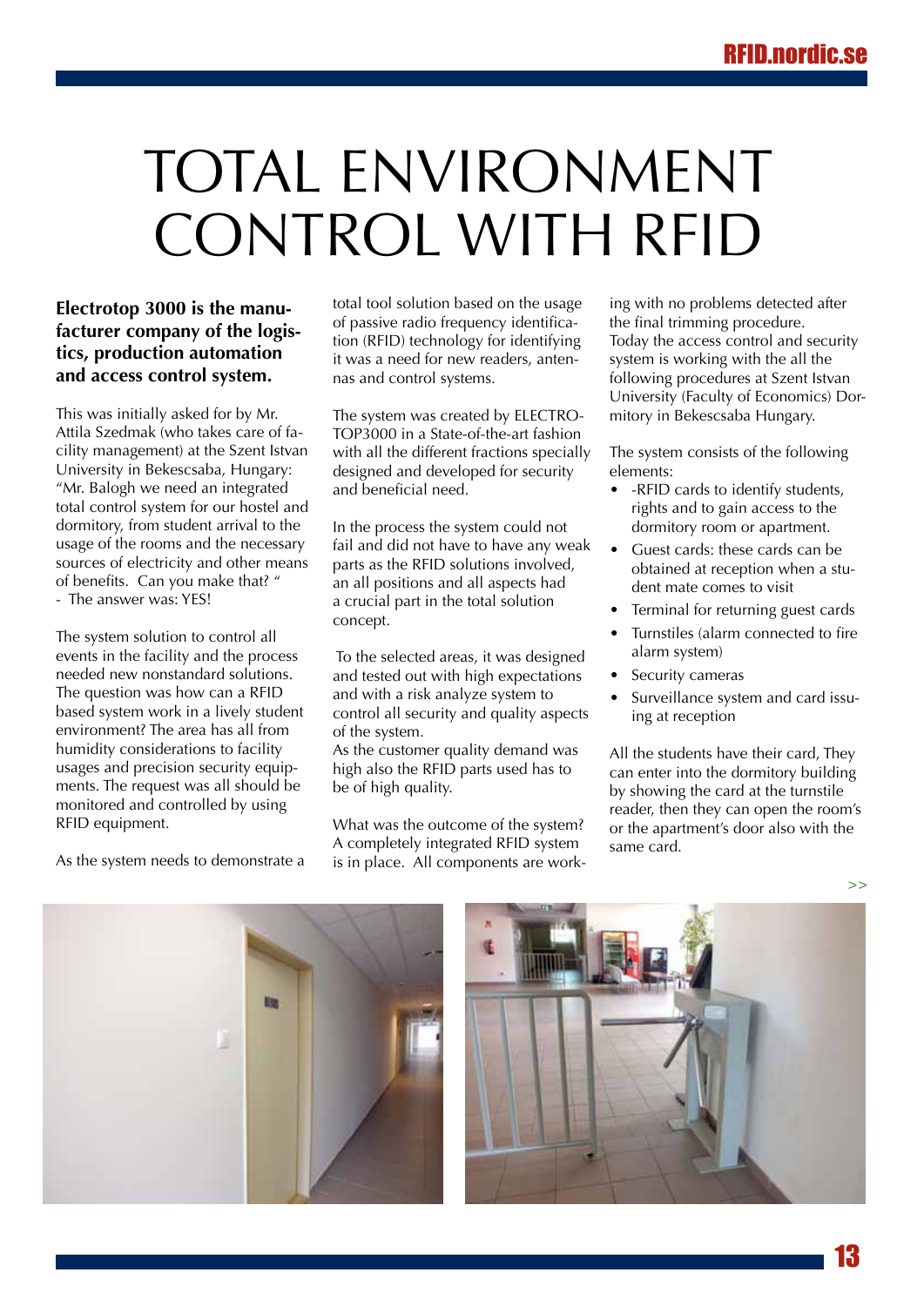# TOTAL ENVIRONMENT CONTROL WITH RFID

**Electrotop 3000 is the manufacturer company of the logistics, production automation and access control system.**

This was initially asked for by Mr. Attila Szedmak (who takes care of facility management) at the Szent Istvan University in Bekescsaba, Hungary: "Mr. Balogh we need an integrated total control system for our hostel and dormitory, from student arrival to the usage of the rooms and the necessary sources of electricity and other means of benefits. Can you make that? "
- The answer was: YES!

The system solution to control all events in the facility and the process needed new nonstandard solutions. The question was how can a RFID based system work in a lively student environment? The area has all from humidity considerations to facility usages and precision security equipments. The request was all should be monitored and controlled by using RFID equipment.

As the system needs to demonstrate a total tool solution based on the usage of passive radio frequency identification (RFID) technology for identifying it was a need for new readers, antennas and control systems.

The system was created by ELECTROTOP3000 in a State-of-the-art fashion with all the different fractions specially designed and developed for security and beneficial need.

In the process the system could not fail and did not have to have any weak parts as the RFID solutions involved, an all positions and all aspects had a crucial part in the total solution concept.

To the selected areas, it was designed and tested out with high expectations and with a risk analyze system to control all security and quality aspects of the system.
As the customer quality demand was high also the RFID parts used has to be of high quality.

What was the outcome of the system? A completely integrated RFID system is in place. All components are working with no problems detected after the final trimming procedure.
Today the access control and security system is working with the all the following procedures at Szent Istvan University (Faculty of Economics) Dormitory in Bekescsaba Hungary.

The system consists of the following elements:

- -RFID cards to identify students, rights and to gain access to the dormitory room or apartment.
- Guest cards: these cards can be obtained at reception when a student mate comes to visit
- Terminal for returning guest cards
- Turnstiles (alarm connected to fire alarm system)
- Security cameras
- Surveillance system and card issuing at reception

All the students have their card, They can enter into the dormitory building by showing the card at the turnstile reader, then they can open the room's or the apartment's door also with the same card.

>>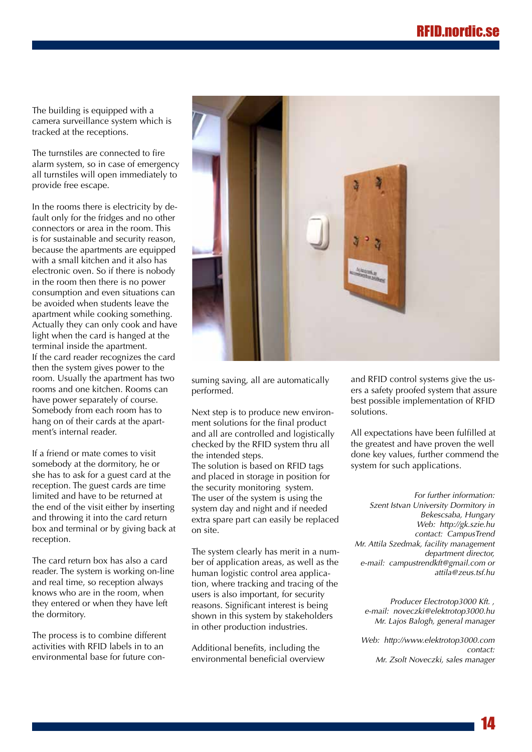The building is equipped with a camera surveillance system which is tracked at the receptions.

The turnstiles are connected to fire alarm system, so in case of emergency all turnstiles will open immediately to provide free escape.

In the rooms there is electricity by default only for the fridges and no other connectors or area in the room. This is for sustainable and security reason, because the apartments are equipped with a small kitchen and it also has electronic oven. So if there is nobody in the room then there is no power consumption and even situations can be avoided when students leave the apartment while cooking something. Actually they can only cook and have light when the card is hanged at the terminal inside the apartment.
If the card reader recognizes the card then the system gives power to the room. Usually the apartment has two rooms and one kitchen. Rooms can have power separately of course. Somebody from each room has to hang on of their cards at the apartment's internal reader.

If a friend or mate comes to visit somebody at the dormitory, he or she has to ask for a guest card at the reception. The guest cards are time limited and have to be returned at the end of the visit either by inserting and throwing it into the card return box and terminal or by giving back at reception.

The card return box has also a card reader. The system is working on-line and real time, so reception always knows who are in the room, when they entered or when they have left the dormitory.

The process is to combine different activities with RFID labels in to an environmental base for future consuming saving, all are automatically performed.

Next step is to produce new environment solutions for the final product and all are controlled and logistically checked by the RFID system thru all the intended steps.
The solution is based on RFID tags and placed in storage in position for the security monitoring system.
The user of the system is using the system day and night and if needed extra spare part can easily be replaced on site.

The system clearly has merit in a number of application areas, as well as the human logistic control area application, where tracking and tracing of the users is also important, for security reasons. Significant interest is being shown in this system by stakeholders in other production industries.

Additional benefits, including the environmental beneficial overview and RFID control systems give the users a safety proofed system that assure best possible implementation of RFID solutions.

All expectations have been fulfilled at the greatest and have proven the well done key values, further commend the system for such applications.

*For further information:*
*Szent Istvan University Dormitory in Bekescsaba, Hungary*
*Web: http://gk.szie.hu*
*contact: CampusTrend*
*Mr. Attila Szedmak, facility management department director,*
*e-mail: campustrendkft@gmail.com or attila@zeus.tsf.hu*

*Producer Electrotop3000 Kft. ,*
*e-mail: noveczki@elektrotop3000.hu*
*Mr. Lajos Balogh, general manager*

*Web: http://www.elektrotop3000.com*
*contact:*
*Mr. Zsolt Noveczki, sales manager*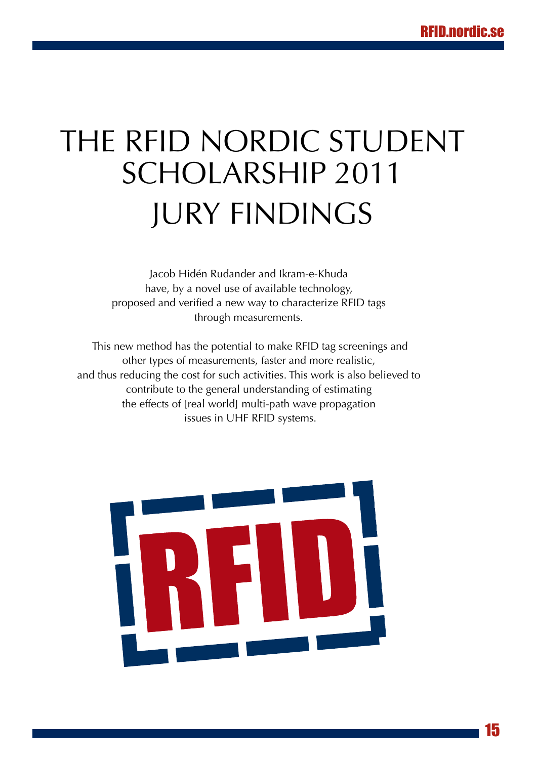# THE RFID NORDIC STUDENT SCHOLARSHIP 2011 JURY FINDINGS

Jacob Hidén Rudander and Ikram-e-Khuda have, by a novel use of available technology, proposed and verified a new way to characterize RFID tags through measurements.

This new method has the potential to make RFID tag screenings and other types of measurements, faster and more realistic, and thus reducing the cost for such activities. This work is also believed to contribute to the general understanding of estimating the effects of [real world] multi-path wave propagation issues in UHF RFID systems.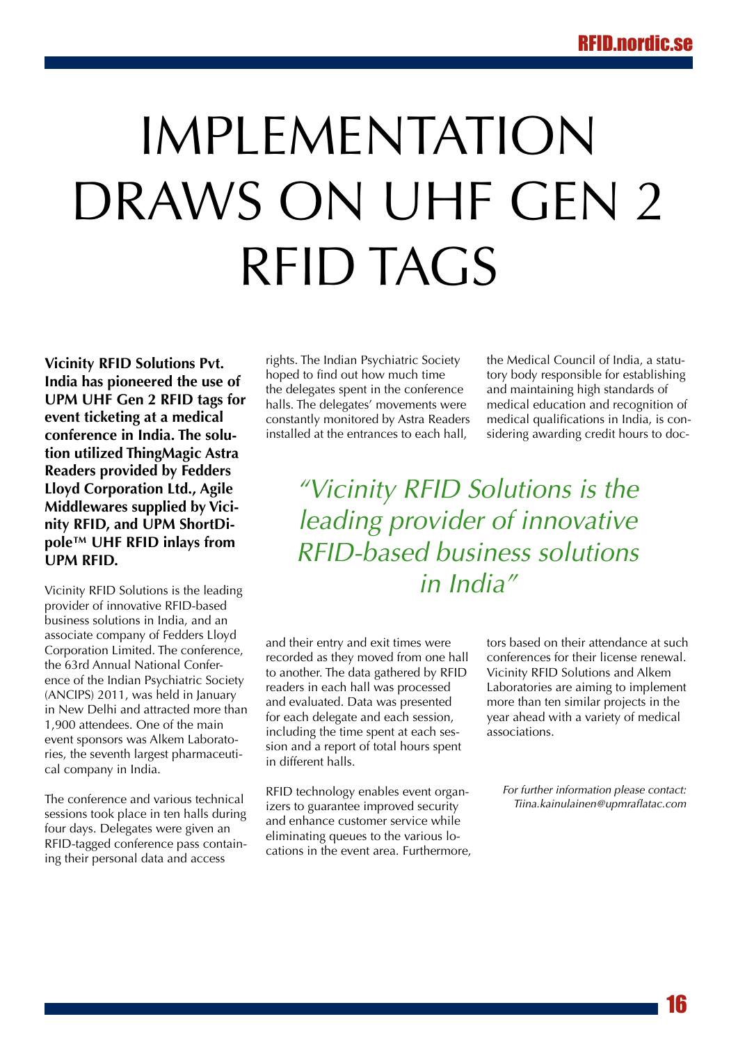# IMPLEMENTATION DRAWS ON UHF GEN 2 RFID TAGS

**Vicinity RFID Solutions Pvt. India has pioneered the use of UPM UHF Gen 2 RFID tags for event ticketing at a medical conference in India. The solution utilized ThingMagic Astra Readers provided by Fedders Lloyd Corporation Ltd., Agile Middlewares supplied by Vicinity RFID, and UPM ShortDipole™ UHF RFID inlays from UPM RFID.**

Vicinity RFID Solutions is the leading provider of innovative RFID-based business solutions in India, and an associate company of Fedders Lloyd Corporation Limited. The conference, the 63rd Annual National Conference of the Indian Psychiatric Society (ANCIPS) 2011, was held in January in New Delhi and attracted more than 1,900 attendees. One of the main event sponsors was Alkem Laboratories, the seventh largest pharmaceutical company in India.

The conference and various technical sessions took place in ten halls during four days. Delegates were given an RFID-tagged conference pass containing their personal data and access rights. The Indian Psychiatric Society hoped to find out how much time the delegates spent in the conference halls. The delegates' movements were constantly monitored by Astra Readers installed at the entrances to each hall, and their entry and exit times were recorded as they moved from one hall to another. The data gathered by RFID readers in each hall was processed and evaluated. Data was presented for each delegate and each session, including the time spent at each session and a report of total hours spent in different halls.

*"Vicinity RFID Solutions is the leading provider of innovative RFID-based business solutions in India"*

RFID technology enables event organizers to guarantee improved security and enhance customer service while eliminating queues to the various locations in the event area. Furthermore, the Medical Council of India, a statutory body responsible for establishing and maintaining high standards of medical education and recognition of medical qualifications in India, is considering awarding credit hours to doctors based on their attendance at such conferences for their license renewal. Vicinity RFID Solutions and Alkem Laboratories are aiming to implement more than ten similar projects in the year ahead with a variety of medical associations.

*For further information please contact: Tiina.kainulainen@upmraflatac.com*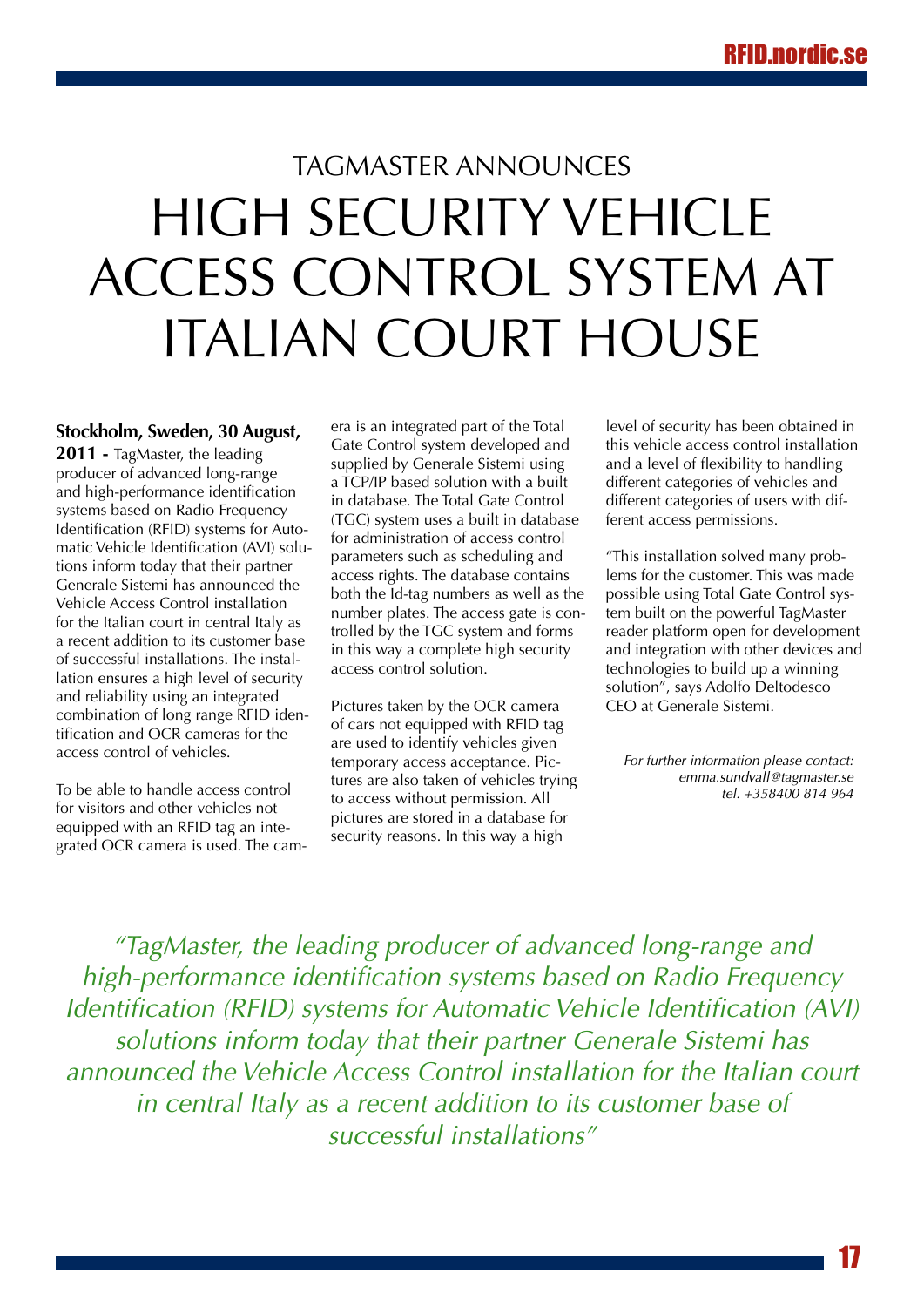## TAGMASTER ANNOUNCES

# HIGH SECURITY VEHICLE ACCESS CONTROL SYSTEM AT ITALIAN COURT HOUSE

**Stockholm, Sweden, 30 August, 2011 -** TagMaster, the leading producer of advanced long-range and high-performance identification systems based on Radio Frequency Identification (RFID) systems for Automatic Vehicle Identification (AVI) solutions inform today that their partner Generale Sistemi has announced the Vehicle Access Control installation for the Italian court in central Italy as a recent addition to its customer base of successful installations. The installation ensures a high level of security and reliability using an integrated combination of long range RFID identification and OCR cameras for the access control of vehicles.

To be able to handle access control for visitors and other vehicles not equipped with an RFID tag an integrated OCR camera is used. The camera is an integrated part of the Total Gate Control system developed and supplied by Generale Sistemi using a TCP/IP based solution with a built in database. The Total Gate Control (TGC) system uses a built in database for administration of access control parameters such as scheduling and access rights. The database contains both the Id-tag numbers as well as the number plates. The access gate is controlled by the TGC system and forms in this way a complete high security access control solution.

Pictures taken by the OCR camera of cars not equipped with RFID tag are used to identify vehicles given temporary access acceptance. Pictures are also taken of vehicles trying to access without permission. All pictures are stored in a database for security reasons. In this way a high level of security has been obtained in this vehicle access control installation and a level of flexibility to handling different categories of vehicles and different categories of users with different access permissions.

"This installation solved many problems for the customer. This was made possible using Total Gate Control system built on the powerful TagMaster reader platform open for development and integration with other devices and technologies to build up a winning solution", says Adolfo Deltodesco CEO at Generale Sistemi.

*For further information please contact:*
*emma.sundvall@tagmaster.se*
*tel. +358400 814 964*

*"TagMaster, the leading producer of advanced long-range and high-performance identification systems based on Radio Frequency Identification (RFID) systems for Automatic Vehicle Identification (AVI) solutions inform today that their partner Generale Sistemi has announced the Vehicle Access Control installation for the Italian court in central Italy as a recent addition to its customer base of successful installations"*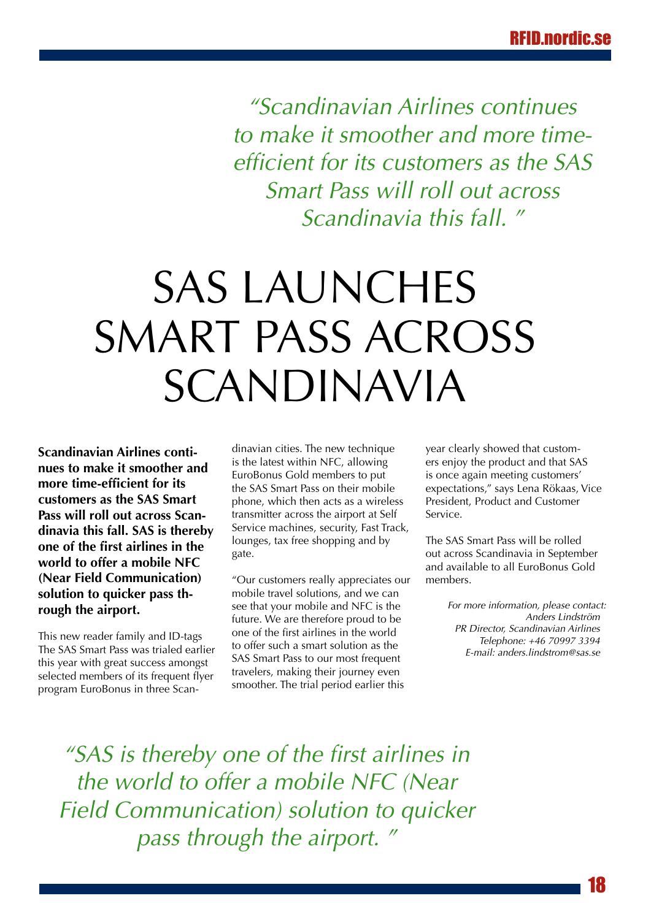*"Scandinavian Airlines continues to make it smoother and more time-efficient for its customers as the SAS Smart Pass will roll out across Scandinavia this fall. "*

# SAS LAUNCHES SMART PASS ACROSS SCANDINAVIA

**Scandinavian Airlines continues to make it smoother and more time-efficient for its customers as the SAS Smart Pass will roll out across Scandinavia this fall. SAS is thereby one of the first airlines in the world to offer a mobile NFC (Near Field Communication) solution to quicker pass through the airport.**

This new reader family and ID-tags The SAS Smart Pass was trialed earlier this year with great success amongst selected members of its frequent flyer program EuroBonus in three Scandinavian cities. The new technique is the latest within NFC, allowing EuroBonus Gold members to put the SAS Smart Pass on their mobile phone, which then acts as a wireless transmitter across the airport at Self Service machines, security, Fast Track, lounges, tax free shopping and by gate.

"Our customers really appreciates our mobile travel solutions, and we can see that your mobile and NFC is the future. We are therefore proud to be one of the first airlines in the world to offer such a smart solution as the SAS Smart Pass to our most frequent travelers, making their journey even smoother. The trial period earlier this year clearly showed that customers enjoy the product and that SAS is once again meeting customers' expectations," says Lena Rökaas, Vice President, Product and Customer Service.

The SAS Smart Pass will be rolled out across Scandinavia in September and available to all EuroBonus Gold members.

*For more information, please contact:*
*Anders Lindström*
*PR Director, Scandinavian Airlines*
*Telephone: +46 70997 3394*
*E-mail: anders.lindstrom@sas.se*

*"SAS is thereby one of the first airlines in the world to offer a mobile NFC (Near Field Communication) solution to quicker pass through the airport. "*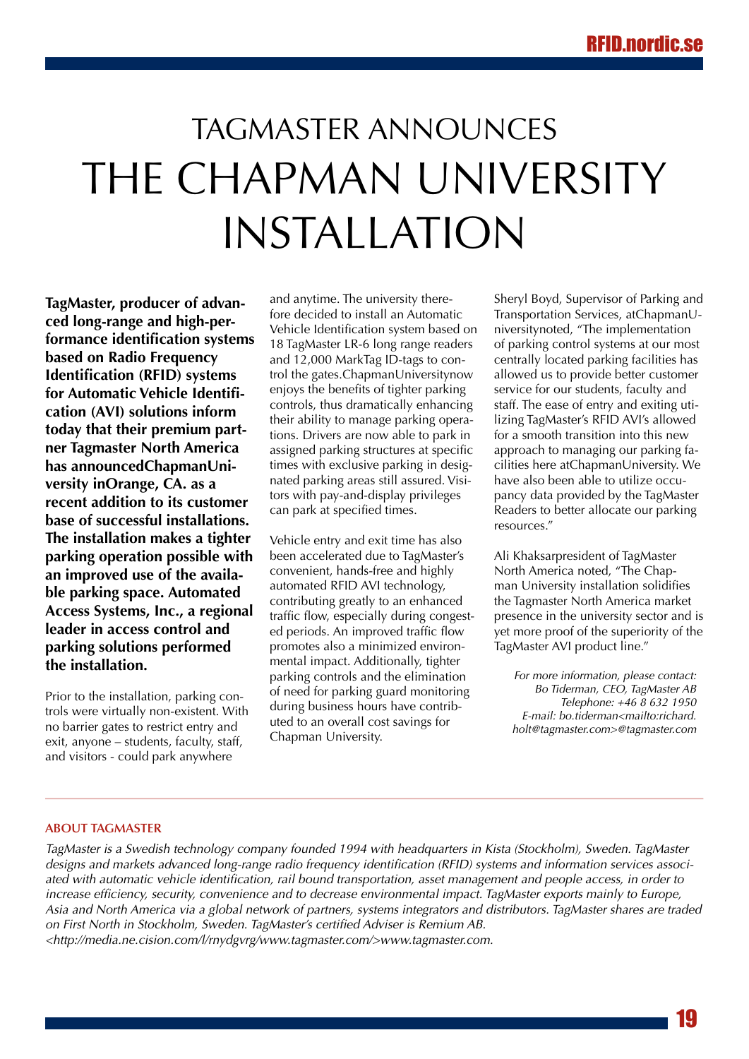# TAGMASTER ANNOUNCES THE CHAPMAN UNIVERSITY INSTALLATION

**TagMaster, producer of advanced long-range and high-performance identification systems based on Radio Frequency Identification (RFID) systems for Automatic Vehicle Identification (AVI) solutions inform today that their premium partner Tagmaster North America has announcedChapmanUniversity inOrange, CA. as a recent addition to its customer base of successful installations. The installation makes a tighter parking operation possible with an improved use of the available parking space. Automated Access Systems, Inc., a regional leader in access control and parking solutions performed the installation.**

Prior to the installation, parking controls were virtually non-existent. With no barrier gates to restrict entry and exit, anyone – students, faculty, staff, and visitors - could park anywhere and anytime. The university therefore decided to install an Automatic Vehicle Identification system based on 18 TagMaster LR-6 long range readers and 12,000 MarkTag ID-tags to control the gates.ChapmanUniversitynow enjoys the benefits of tighter parking controls, thus dramatically enhancing their ability to manage parking operations. Drivers are now able to park in assigned parking structures at specific times with exclusive parking in designated parking areas still assured. Visitors with pay-and-display privileges can park at specified times.

Vehicle entry and exit time has also been accelerated due to TagMaster's convenient, hands-free and highly automated RFID AVI technology, contributing greatly to an enhanced traffic flow, especially during congested periods. An improved traffic flow promotes also a minimized environmental impact. Additionally, tighter parking controls and the elimination of need for parking guard monitoring during business hours have contributed to an overall cost savings for Chapman University.

Sheryl Boyd, Supervisor of Parking and Transportation Services, atChapmanUniversitynoted, "The implementation of parking control systems at our most centrally located parking facilities has allowed us to provide better customer service for our students, faculty and staff. The ease of entry and exiting utilizing TagMaster's RFID AVI's allowed for a smooth transition into this new approach to managing our parking facilities here atChapmanUniversity. We have also been able to utilize occupancy data provided by the TagMaster Readers to better allocate our parking resources."

Ali Khaksarpresident of TagMaster North America noted, "The Chapman University installation solidifies the Tagmaster North America market presence in the university sector and is yet more proof of the superiority of the TagMaster AVI product line."

*For more information, please contact:*
*Bo Tiderman, CEO, TagMaster AB*
*Telephone: +46 8 632 1950*
*E-mail: bo.tiderman<mailto:richard.holt@tagmaster.com>@tagmaster.com*

---

**ABOUT TAGMASTER**

*TagMaster is a Swedish technology company founded 1994 with headquarters in Kista (Stockholm), Sweden. TagMaster designs and markets advanced long-range radio frequency identification (RFID) systems and information services associated with automatic vehicle identification, rail bound transportation, asset management and people access, in order to increase efficiency, security, convenience and to decrease environmental impact. TagMaster exports mainly to Europe, Asia and North America via a global network of partners, systems integrators and distributors. TagMaster shares are traded on First North in Stockholm, Sweden. TagMaster's certified Adviser is Remium AB.*
*<http://media.ne.cision.com/l/rnydgvrg/www.tagmaster.com/>www.tagmaster.com.*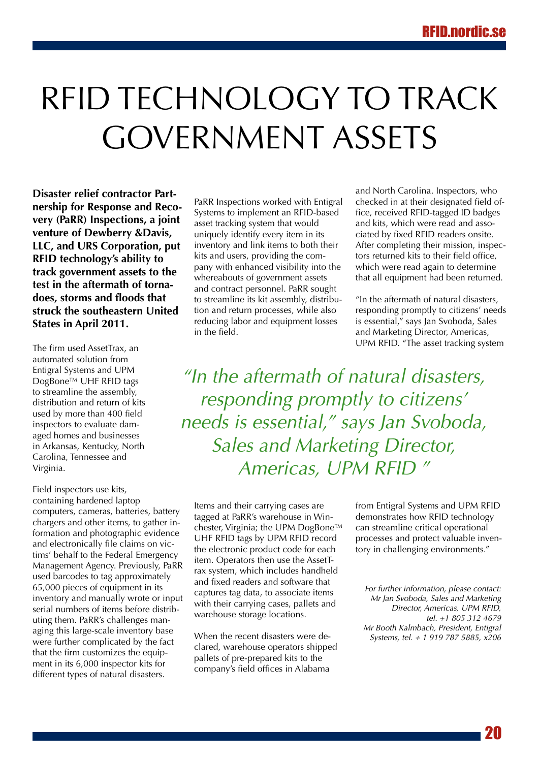# RFID TECHNOLOGY TO TRACK GOVERNMENT ASSETS

**Disaster relief contractor Partnership for Response and Recovery (PaRR) Inspections, a joint venture of Dewberry &Davis, LLC, and URS Corporation, put RFID technology's ability to track government assets to the test in the aftermath of tornadoes, storms and floods that struck the southeastern United States in April 2011.**

The firm used AssetTrax, an automated solution from Entigral Systems and UPM DogBone™ UHF RFID tags to streamline the assembly, distribution and return of kits used by more than 400 field inspectors to evaluate damaged homes and businesses in Arkansas, Kentucky, North Carolina, Tennessee and Virginia.

Field inspectors use kits, containing hardened laptop computers, cameras, batteries, battery chargers and other items, to gather information and photographic evidence and electronically file claims on victims' behalf to the Federal Emergency Management Agency. Previously, PaRR used barcodes to tag approximately 65,000 pieces of equipment in its inventory and manually wrote or input serial numbers of items before distributing them. PaRR's challenges managing this large-scale inventory base were further complicated by the fact that the firm customizes the equipment in its 6,000 inspector kits for different types of natural disasters.

PaRR Inspections worked with Entigral Systems to implement an RFID-based asset tracking system that would uniquely identify every item in its inventory and link items to both their kits and users, providing the company with enhanced visibility into the whereabouts of government assets and contract personnel. PaRR sought to streamline its kit assembly, distribution and return processes, while also reducing labor and equipment losses in the field.

Items and their carrying cases are tagged at PaRR's warehouse in Winchester, Virginia; the UPM DogBone™ UHF RFID tags by UPM RFID record the electronic product code for each item. Operators then use the AssetTrax system, which includes handheld and fixed readers and software that captures tag data, to associate items with their carrying cases, pallets and warehouse storage locations.

When the recent disasters were declared, warehouse operators shipped pallets of pre-prepared kits to the company's field offices in Alabama and North Carolina. Inspectors, who checked in at their designated field office, received RFID-tagged ID badges and kits, which were read and associated by fixed RFID readers onsite. After completing their mission, inspectors returned kits to their field office, which were read again to determine that all equipment had been returned.

"In the aftermath of natural disasters, responding promptly to citizens' needs is essential," says Jan Svoboda, Sales and Marketing Director, Americas, UPM RFID. "The asset tracking system from Entigral Systems and UPM RFID demonstrates how RFID technology can streamline critical operational processes and protect valuable inventory in challenging environments."

*"In the aftermath of natural disasters, responding promptly to citizens' needs is essential," says Jan Svoboda, Sales and Marketing Director, Americas, UPM RFID "*

*For further information, please contact:*
*Mr Jan Svoboda, Sales and Marketing Director, Americas, UPM RFID, tel. +1 805 312 4679*
*Mr Booth Kalmbach, President, Entigral Systems, tel. + 1 919 787 5885, x206*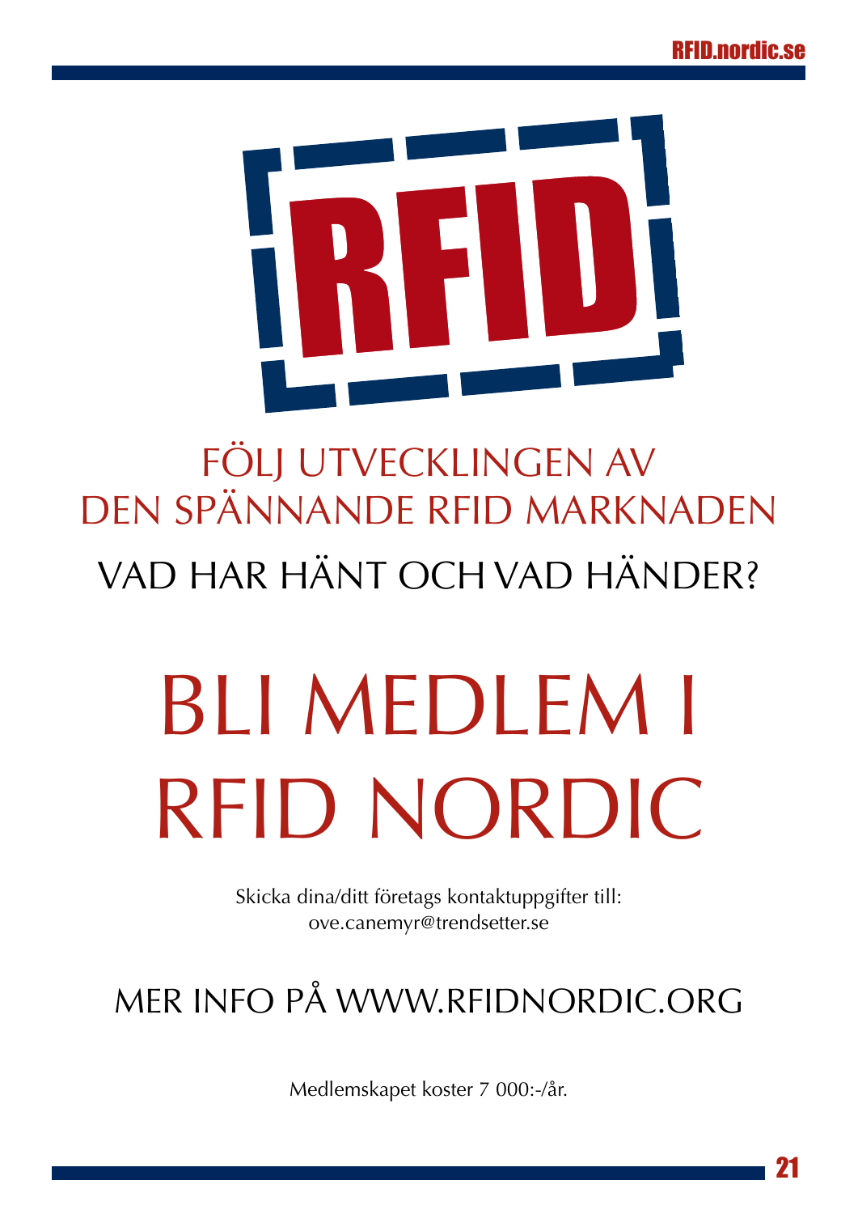RFID

FÖLJ UTVECKLINGEN AV
DEN SPÄNNANDE RFID MARKNADEN

VAD HAR HÄNT OCH VAD HÄNDER?

# BLI MEDLEM I RFID NORDIC

Skicka dina/ditt företags kontaktuppgifter till:
ove.canemyr@trendsetter.se

## MER INFO PÅ WWW.RFIDNORDIC.ORG

Medlemskapet koster 7 000:-/år.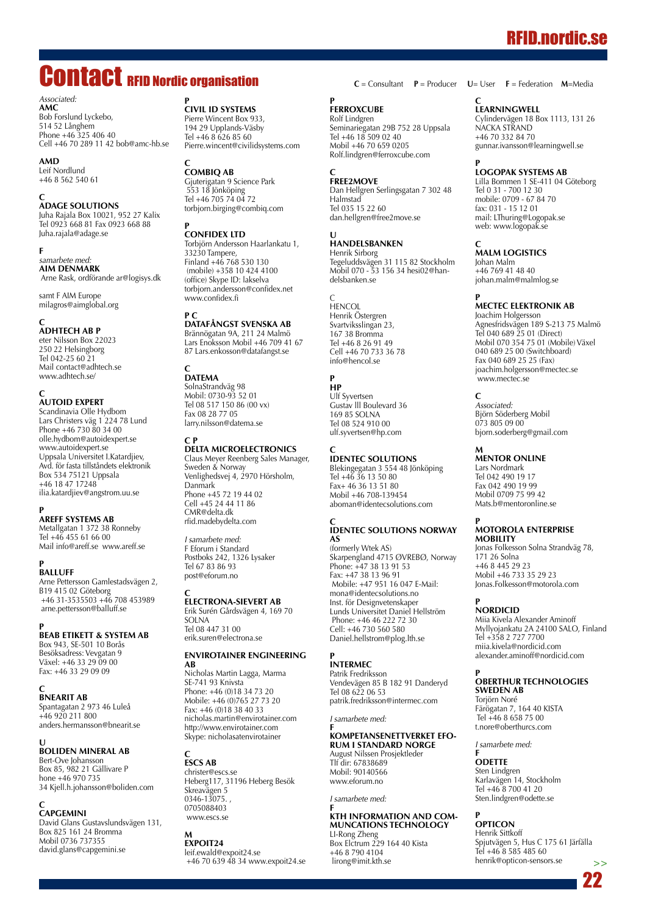# Contact RFID Nordic organisation

C = Consultant P = Producer U= User F = Federation M=Media

*Associated:*
**AMC**
Bob Forslund Lyckebo,
514 52 Långhem
Phone +46 325 406 40
Cell +46 70 289 11 42 bob@amc-hb.se

**AMD**
Leif Nordlund
+46 8 562 540 61

C
**ADAGE SOLUTIONS**
Juha Rajala Box 10021, 952 27 Kalix
Tel 0923 668 81 Fax 0923 668 88
Juha.rajala@adage.se

F
*samarbete med:*
**AIM DENMARK**
Arne Rask, ordförande ar@logisys.dk

samt F AIM Europe
milagros@aimglobal.org

C
**ADHTECH AB P**
eter Nilsson Box 22023
250 22 Helsingborg
Tel 042-25 60 21
Mail contact@adhtech.se
www.adhtech.se/

C
**AUTOID EXPERT**
Scandinavia Olle Hydbom
Lars Christers väg 1 224 78 Lund
Phone +46 730 80 34 00
olle.hydbom@autoidexpert.se
www.autoidexpert.se
Uppsala Universitet I.Katardjiev,
Avd. för fasta tillståndets elektronik
Box 534 75121 Uppsala
+46 18 47 17248
ilia.katardjiev@angstrom.uu.se

P
**AREFF SYSTEMS AB**
Metallgatan 1 372 38 Ronneby
Tel +46 455 61 66 00
Mail info@areff.se www.areff.se

P
**BALLUFF**
Arne Pettersson Gamlestadsvägen 2,
B19 415 02 Göteborg
+46 31-3535503 +46 708 453989
arne.pettersson@balluff.se

P
**BEAB ETIKETT & SYSTEM AB**
Box 943, SE-501 10 Borås
Besöksadress: Vevgatan 9
Växel: +46 33 29 09 00
Fax: +46 33 29 09 09

C
**BNEARIT AB**
Spantagatan 2 973 46 Luleå
+46 920 211 800
anders.hermansson@bnearit.se

U
**BOLIDEN MINERAL AB**
Bert-Ove Johansson
Box 85, 982 21 Gällivare P
hone +46 970 735
34 Kjell.h.johansson@boliden.com

C
**CAPGEMINI**
David Glans Gustavslundsvägen 131,
Box 825 161 24 Bromma
Mobil 0736 737355
david.glans@capgemini.se

P
**CIVIL ID SYSTEMS**
Pierre Wincent Box 933,
194 29 Upplands-Väsby
Tel +46 8 626 85 60
Pierre.wincent@civilidsystems.com

C
**COMBIQ AB**
Gjuterigatan 9 Science Park
553 18 Jönköping
Tel +46 705 74 04 72
torbjorn.birging@combiq.com

P
**CONFIDEX LTD**
Torbjörn Andersson Haarlankatu 1,
33230 Tampere,
Finland +46 768 530 130
(mobile) +358 10 424 4100
(office) Skype ID: lakselva
torbjorn.andersson@confidex.net
www.confidex.fi

P C
**DATAFÅNGST SVENSKA AB**
Brännögatan 9A, 211 24 Malmö
Lars Enoksson Mobil +46 709 41 67
87 Lars.enkosson@datafangst.se

C
**DATEMA**
SolnaStrandväg 98
Mobil: 0730-93 52 01
Tel 08 517 150 86 (00 vx)
Fax 08 28 77 05
larry.nilsson@datema.se

C P
**DELTA MICROELECTRONICS**
Claus Meyer Reenberg Sales Manager,
Sweden & Norway
Venlighedsvej 4, 2970 Hörsholm,
Danmark
Phone +45 72 19 44 02
Cell +45 24 44 11 86
CMR@delta.dk
rfid.madebydelta.com

*I samarbete med:*
F Eforum i Standard
Postboks 242, 1326 Lysaker
Tel 67 83 86 93
post@eforum.no

C
**ELECTRONA-SIEVERT AB**
Erik Surén Gårdsvägen 4, 169 70
SOLNA
Tel 08 447 31 00
erik.suren@electrona.se

**ENVIROTAINER ENGINEERING AB**
Nicholas Martin Lagga, Marma
SE-741 93 Knivsta
Phone: +46 (0)18 34 73 20
Mobile: +46 (0)765 27 73 20
Fax: +46 (0)18 38 40 33
nicholas.martin@envirotainer.com
http://www.envirotainer.com
Skype: nicholasatenvirotainer

C
**ESCS AB**
christer@escs.se
Heberg117, 31196 Heberg Besök
Skreavägen 5
0346-13075. ,
0705088403
www.escs.se

M
**EXPOIT24**
leif.ewald@expoit24.se
+46 70 639 48 34 www.expoit24.se

P
**FERROXCUBE**
Rolf Lindgren
Seminariegatan 29B 752 28 Uppsala
Tel +46 18 509 02 40
Mobil +46 70 659 0205
Rolf.lindgren@ferroxcube.com

C
**FREE2MOVE**
Dan Hellgren Serlingsgatan 7 302 48
Halmstad
Tel 035 15 22 60
dan.hellgren@free2move.se

U
**HANDELSBANKEN**
Henrik Sirborg
Tegeluddsvägen 31 115 82 Stockholm
Mobil 070 - 53 156 34 hesi02@handelsbanken.se

C
HENCOL
Henrik Östergren
Svartviksslingan 23,
167 38 Bromma
Tel +46 8 26 91 49
Cell +46 70 733 36 78
info@hencol.se

P
**HP**
Ulf Syvertsen
Gustav lll Boulevard 36
169 85 SOLNA
Tel 08 524 910 00
ulf.syvertsen@hp.com

C
**IDENTEC SOLUTIONS**
Blekingegatan 3 554 48 Jönköping
Tel +46 36 13 50 80
Fax+ 46 36 13 51 80
Mobil +46 708-139454
aboman@identecsolutions.com

C
**IDENTEC SOLUTIONS NORWAY AS**
(formerly Wtek AS)
Skarpengland 4715 ØVREBØ, Norway
Phone: +47 38 13 91 53
Fax: +47 38 13 96 91
Mobile: +46 951 16 047 E-Mail:
mona@identecsolutions.no
Inst. för Designvetenskaper
Lunds Universitet Daniel Hellström
Phone: +46 46 222 72 30
Cell: +46 730 560 580
Daniel.hellstrom@plog.lth.se

P
**INTERMEC**
Patrik Fredriksson
Vendevägen 85 B 182 91 Danderyd
Tel 08 622 06 53
patrik.fredriksson@intermec.com

*I samarbete med:*
F
**KOMPETANSENETTVERKET EFORUM I STANDARD NORGE**
August Nilssen Prosjektleder
Tlf dir: 67838689
Mobil: 90140566
www.eforum.no

*I samarbete med:*
F
**KTH INFORMATION AND COMMUNCATIONS TECHNOLOGY**
LI-Rong Zheng
Box Elctrum 229 164 40 Kista
+46 8 790 4104
lirong@imit.kth.se

C
**LEARNINGWELL**
Cylindervägen 18 Box 1113, 131 26
NACKA STRAND
+46 70 332 84 70
gunnar.ivansson@learningwell.se

P
**LOGOPAK SYSTEMS AB**
Lilla Bommen 1 SE-411 04 Göteborg
Tel 0 31 - 700 12 30
mobile: 0709 - 67 84 70
fax: 031 - 15 12 01
mail: LThuring@Logopak.se
web: www.logopak.se

C
**MALM LOGISTICS**
Johan Malm
+46 769 41 48 40
johan.malm@malmlog.se

P
**MECTEC ELEKTRONIK AB**
Joachim Holgersson
Agnesfridsvägen 189 S-213 75 Malmö
Tel 040 689 25 01 (Direct)
Mobil 070 354 75 01 (Mobile) Växel
040 689 25 00 (Switchboard)
Fax 040 689 25 25 (Fax)
joachim.holgersson@mectec.se
www.mectec.se

C
*Associated:*
Björn Söderberg Mobil
073 805 09 00
bjorn.soderberg@gmail.com

M
**MENTOR ONLINE**
Lars Nordmark
Tel 042 490 19 17
Fax 042 490 19 99
Mobil 0709 75 99 42
Mats.b@mentoronline.se

P
**MOTOROLA ENTERPRISE MOBILITY**
Jonas Folkesson Solna Strandväg 78,
171 26 Solna
+46 8 445 29 23
Mobil +46 733 35 29 23
Jonas.Folkesson@motorola.com

P
**NORDICID**
Miia Kivela Alexander Aminoff
Myllyojankatu 2A 24100 SALO, Finland
Tel +358 2 727 7700
miia.kivela@nordicid.com
alexander.aminoff@nordicid.com

P
**OBERTHUR TECHNOLOGIES SWEDEN AB**
Torjörn Noré
Färögatan 7, 164 40 KISTA
Tel +46 8 658 75 00
t.nore@oberthurcs.com

*I samarbete med:*
F
**ODETTE**
Sten Lindgren
Karlavägen 14, Stockholm
Tel +46 8 700 41 20
Sten.lindgren@odette.se

P
**OPTICON**
Henrik Sittkoff
Spjutvägen 5, Hus C 175 61 Järfälla
Tel +46 8 585 485 60
henrik@opticon-sensors.se

>>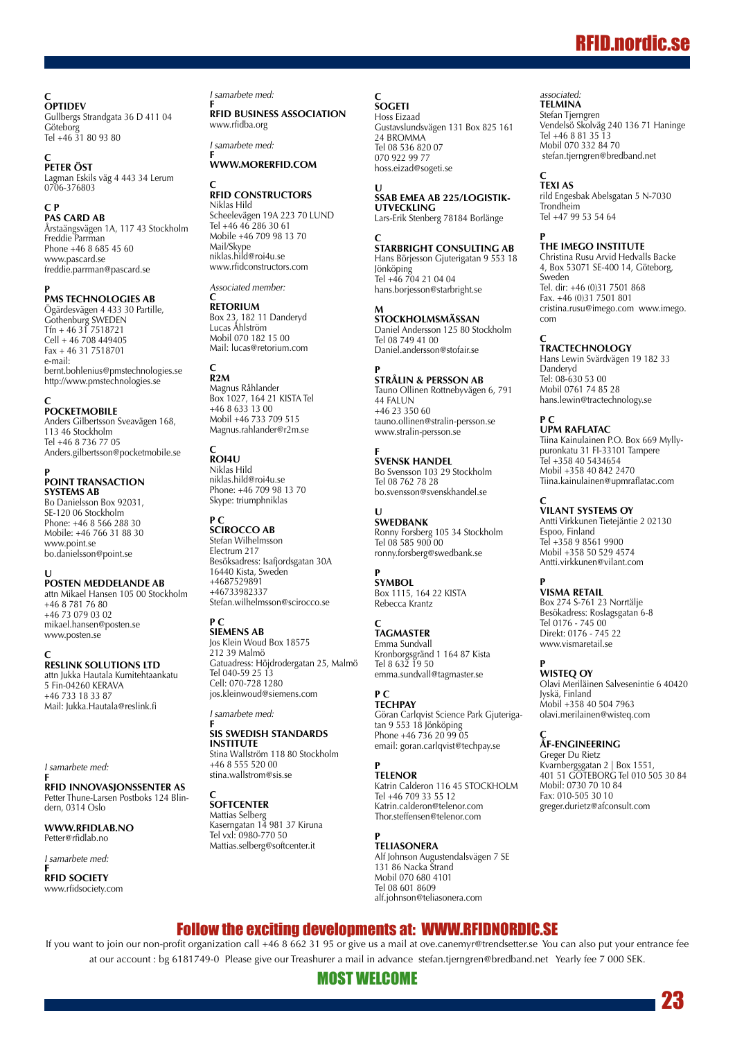C
**OPTIDEV**
Gullbergs Strandgata 36 D 411 04 Göteborg
Tel +46 31 80 93 80

C
**PETER ÖST**
Lagman Eskils väg 4 443 34 Lerum
0706-376803

C P
**PAS CARD AB**
Årstaängsvägen 1A, 117 43 Stockholm
Freddie Parrman
Phone +46 8 685 45 60
www.pascard.se
freddie.parrman@pascard.se

P
**PMS TECHNOLOGIES AB**
Ögärdesvägen 4 433 30 Partille, Gothenburg SWEDEN
Tfn + 46 31 7518721
Cell + 46 708 449405
Fax + 46 31 7518701
e-mail:
bernt.bohlenius@pmstechnologies.se
http://www.pmstechnologies.se

C
**POCKETMOBILE**
Anders Gilbertsson Sveavägen 168, 113 46 Stockholm
Tel +46 8 736 77 05
Anders.gilbertsson@pocketmobile.se

P
**POINT TRANSACTION SYSTEMS AB**
Bo Danielsson Box 92031, SE-120 06 Stockholm
Phone: +46 8 566 288 30
Mobile: +46 766 31 88 30
www.point.se
bo.danielsson@point.se

U
**POSTEN MEDDELANDE AB**
attn Mikael Hansen 105 00 Stockholm
+46 8 781 76 80
+46 73 079 03 02
mikael.hansen@posten.se
www.posten.se

C
**RESLINK SOLUTIONS LTD**
attn Jukka Hautala Kumitehtaankatu 5 Fin-04260 KERAVA
+46 733 18 33 87
Mail: Jukka.Hautala@reslink.fi

*I samarbete med:*
F
**RFID INNOVASJONSSENTER AS**
Petter Thune-Larsen Postboks 124 Blindern, 0314 Oslo

**WWW.RFIDLAB.NO**
Petter@rfidlab.no

*I samarbete med:*
F
**RFID SOCIETY**
www.rfidsociety.com

*I samarbete med:*
F
**RFID BUSINESS ASSOCIATION**
www.rfidba.org

*I samarbete med:*
F
**WWW.MORERFID.COM**

C
**RFID CONSTRUCTORS**
Niklas Hild
Scheelevägen 19A 223 70 LUND
Tel +46 46 286 30 61
Mobile +46 709 98 13 70
Mail/Skype
niklas.hild@roi4u.se
www.rfidconstructors.com

*Associated member:*
C
**RETORIUM**
Box 23, 182 11 Danderyd
Lucas Åhlström
Mobil 070 182 15 00
Mail: lucas@retorium.com

C
**R2M**
Magnus Råhlander
Box 1027, 164 21 KISTA Tel +46 8 633 13 00
Mobil +46 733 709 515
Magnus.rahlander@r2m.se

C
**ROI4U**
Niklas Hild
niklas.hild@roi4u.se
Phone: +46 709 98 13 70
Skype: triumphniklas

P C
**SCIROCCO AB**
Stefan Wilhelmsson
Electrum 217
Besöksadress: Isafjordsgatan 30A 16440 Kista, Sweden
+4687529891
+46733982337
Stefan.wilhelmsson@scirocco.se

P C
**SIEMENS AB**
Jos Klein Woud Box 18575 212 39 Malmö
Gatuadress: Höjdrodergatan 25, Malmö
Tel 040-59 25 13
Cell: 070-728 1280
jos.kleinwoud@siemens.com

*I samarbete med:*
F
**SIS SWEDISH STANDARDS INSTITUTE**
Stina Wallström 118 80 Stockholm
+46 8 555 520 00
stina.wallstrom@sis.se

C
**SOFTCENTER**
Mattias Selberg
Kaserngatan 14 981 37 Kiruna
Tel vxl: 0980-770 50
Mattias.selberg@softcenter.it

C
**SOGETI**
Hoss Eizaad
Gustavslundsvägen 131 Box 825 161 24 BROMMA
Tel 08 536 820 07
070 922 99 77
hoss.eizad@sogeti.se

U
**SSAB EMEA AB 225/LOGISTIK-UTVECKLING**
Lars-Erik Stenberg 78184 Borlänge

C
**STARBRIGHT CONSULTING AB**
Hans Börjesson Gjuterigatan 9 553 18 Jönköping
Tel +46 704 21 04 04
hans.borjesson@starbright.se

M
**STOCKHOLMSMÄSSAN**
Daniel Andersson 125 80 Stockholm
Tel 08 749 41 00
Daniel.andersson@stofair.se

P
**STRÅLIN & PERSSON AB**
Tauno Ollinen Rottnebyvägen 6, 791 44 FALUN
+46 23 350 60
tauno.ollinen@stralin-persson.se
www.stralin-persson.se

F
**SVENSK HANDEL**
Bo Svensson 103 29 Stockholm
Tel 08 762 78 28
bo.svensson@svenskhandel.se

U
**SWEDBANK**
Ronny Forsberg 105 34 Stockholm
Tel 08 585 900 00
ronny.forsberg@swedbank.se

P
**SYMBOL**
Box 1115, 164 22 KISTA
Rebecca Krantz

C
**TAGMASTER**
Emma Sundvall
Kronborgsgränd 1 164 87 Kista
Tel 8 632 19 50
emma.sundvall@tagmaster.se

P C
**TECHPAY**
Göran Carlqvist Science Park Gjuterigatan 9 553 18 Jönköping
Phone +46 736 20 99 05
email: goran.carlqvist@techpay.se

P
**TELENOR**
Katrin Calderon 116 45 STOCKHOLM
Tel +46 709 33 55 12
Katrin.calderon@telenor.com
Thor.steffensen@telenor.com

P
**TELIASONERA**
Alf Johnson Augustendalsvägen 7 SE 131 86 Nacka Strand
Mobil 070 680 4101
Tel 08 601 8609
alf.johnson@teliasonera.com

*associated:*
**TELMINA**
Stefan Tjerngren
Vendelsö Skolväg 240 136 71 Haninge
Tel +46 8 81 35 13
Mobil 070 332 84 70
stefan.tjerngren@bredband.net

C
**TEXI AS**
rild Engesbak Abelsgatan 5 N-7030 Trondheim
Tel +47 99 53 54 64

P
**THE IMEGO INSTITUTE**
Christina Rusu Arvid Hedvalls Backe 4, Box 53071 SE-400 14, Göteborg, Sweden
Tel. dir: +46 (0)31 7501 868
Fax. +46 (0)31 7501 801
cristina.rusu@imego.com www.imego.com

C
**TRACTECHNOLOGY**
Hans Lewin Svärdvägen 19 182 33 Danderyd
Tel: 08-630 53 00
Mobil 0761 74 85 28
hans.lewin@tractechnology.se

P C
**UPM RAFLATAC**
Tiina Kainulainen P.O. Box 669 Myllypuronkatu 31 FI-33101 Tampere
Tel +358 40 5434654
Mobil +358 40 842 2470
Tiina.kainulainen@upmraflatac.com

C
**VILANT SYSTEMS OY**
Antti Virkkunen Tietejäntie 2 02130 Espoo, Finland
Tel +358 9 8561 9900
Mobil +358 50 529 4574
Antti.virkkunen@vilant.com

P
**VISMA RETAIL**
Box 274 S-761 23 Norrtälje
Besökadress: Roslagsgatan 6-8
Tel 0176 - 745 00
Direkt: 0176 - 745 22
www.vismaretail.se

P
**WISTEQ OY**
Olavi Meriläinen Salvesenintie 6 40420 Jyskä, Finland
Mobil +358 40 504 7963
olavi.merilainen@wisteq.com

C
**ÅF-ENGINEERING**
Greger Du Rietz
Kvarnbergsgatan 2 | Box 1551, 401 51 GÖTEBORG Tel 010 505 30 84
Mobil: 0730 70 10 84
Fax: 010-505 30 10
greger.durietz@afconsult.com

## Follow the exciting developments at: WWW.RFIDNORDIC.SE

If you want to join our non-profit organization call +46 8 662 31 95 or give us a mail at ove.canemyr@trendsetter.se You can also put your entrance fee at our account : bg 6181749-0 Please give our Treashurer a mail in advance stefan.tjerngren@bredband.net Yearly fee 7 000 SEK.

**MOST WELCOME**